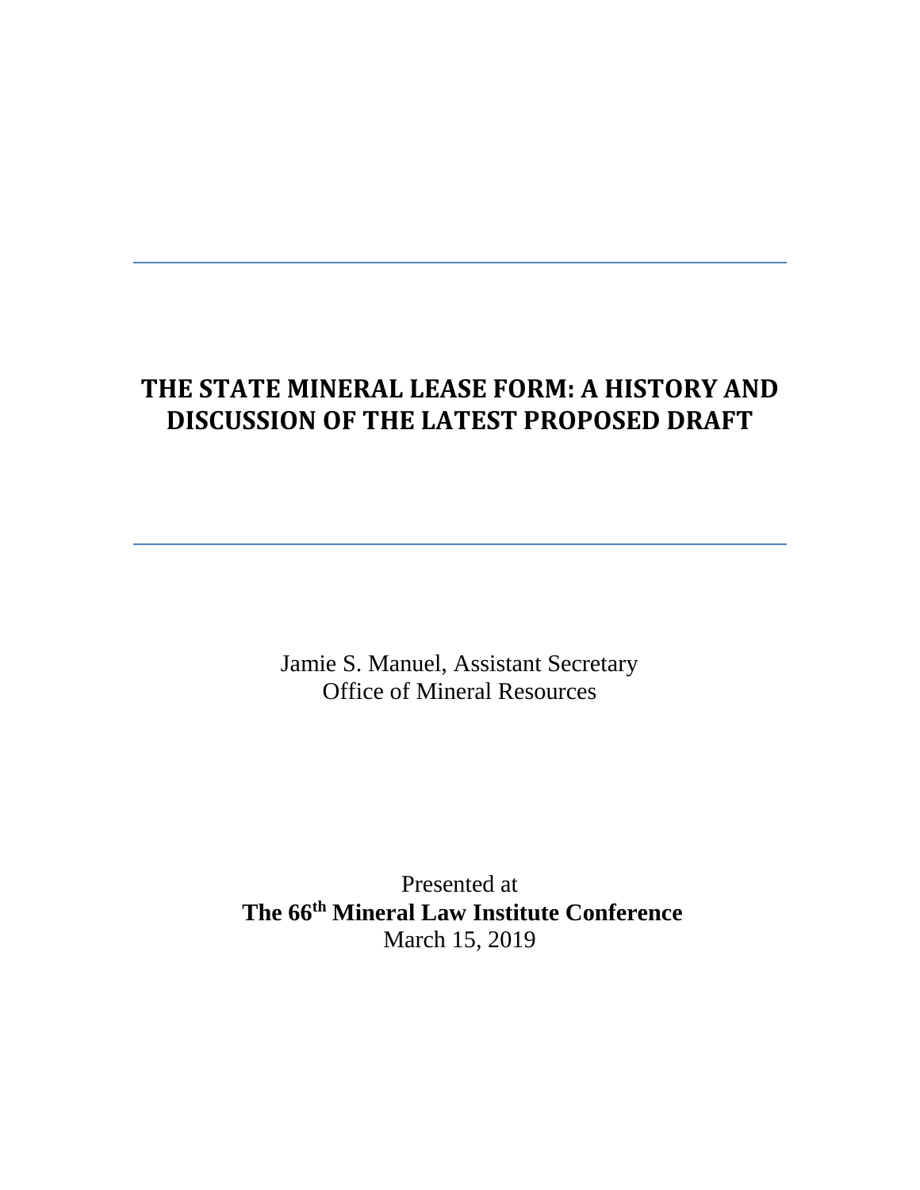# THE STATE MINERAL LEASE FORM: A HISTORY AND DISCUSSION OF THE LATEST PROPOSED DRAFT

Jamie S. Manuel, Assistant Secretary
Office of Mineral Resources

Presented at
**The 66th Mineral Law Institute Conference**
March 15, 2019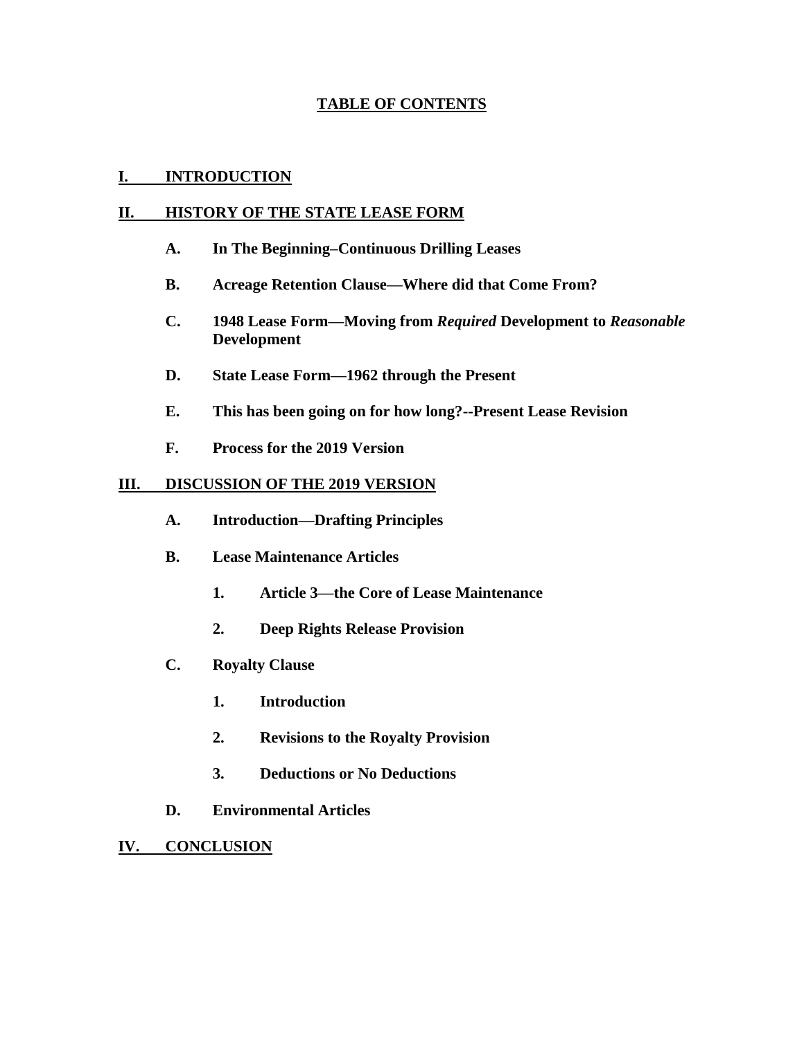## TABLE OF CONTENTS

**I. INTRODUCTION**

**II. HISTORY OF THE STATE LEASE FORM**

- **A. In The Beginning–Continuous Drilling Leases**
- **B. Acreage Retention Clause—Where did that Come From?**
- **C. 1948 Lease Form—Moving from *Required* Development to *Reasonable* Development**
- **D. State Lease Form—1962 through the Present**
- **E. This has been going on for how long?--Present Lease Revision**
- **F. Process for the 2019 Version**

**III. DISCUSSION OF THE 2019 VERSION**

- **A. Introduction—Drafting Principles**
- **B. Lease Maintenance Articles**
  - **1. Article 3—the Core of Lease Maintenance**
  - **2. Deep Rights Release Provision**
- **C. Royalty Clause**
  - **1. Introduction**
  - **2. Revisions to the Royalty Provision**
  - **3. Deductions or No Deductions**
- **D. Environmental Articles**

**IV. CONCLUSION**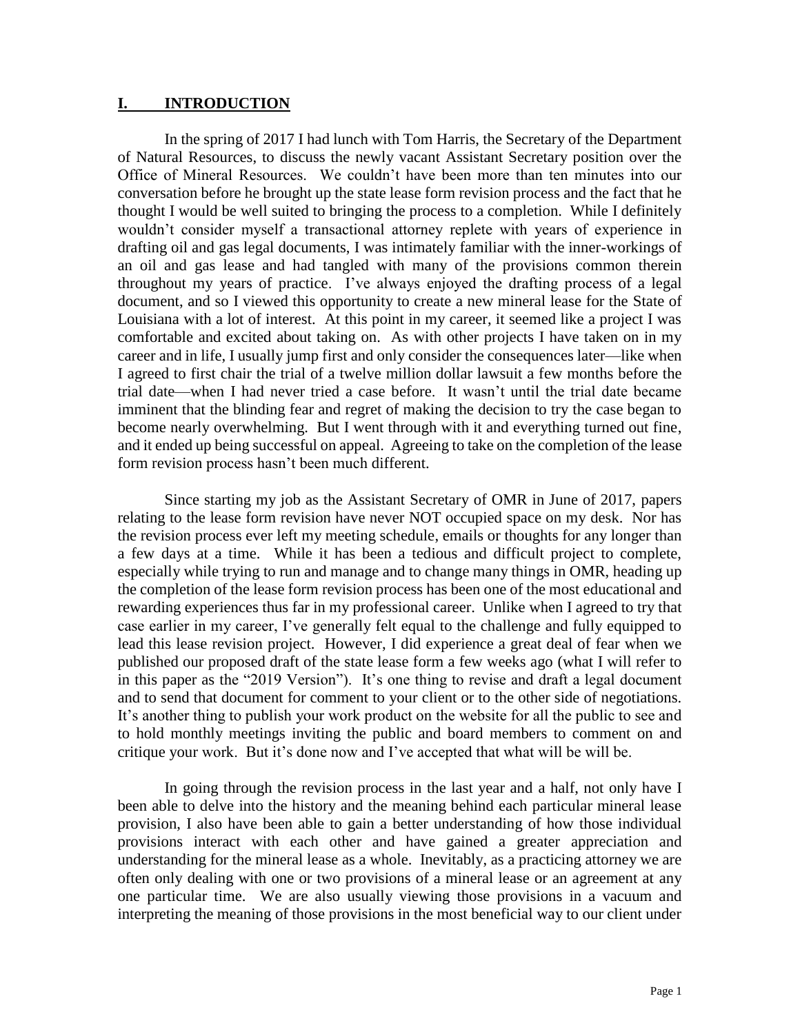## I. INTRODUCTION

In the spring of 2017 I had lunch with Tom Harris, the Secretary of the Department of Natural Resources, to discuss the newly vacant Assistant Secretary position over the Office of Mineral Resources. We couldn't have been more than ten minutes into our conversation before he brought up the state lease form revision process and the fact that he thought I would be well suited to bringing the process to a completion. While I definitely wouldn't consider myself a transactional attorney replete with years of experience in drafting oil and gas legal documents, I was intimately familiar with the inner-workings of an oil and gas lease and had tangled with many of the provisions common therein throughout my years of practice. I've always enjoyed the drafting process of a legal document, and so I viewed this opportunity to create a new mineral lease for the State of Louisiana with a lot of interest. At this point in my career, it seemed like a project I was comfortable and excited about taking on. As with other projects I have taken on in my career and in life, I usually jump first and only consider the consequences later—like when I agreed to first chair the trial of a twelve million dollar lawsuit a few months before the trial date—when I had never tried a case before. It wasn't until the trial date became imminent that the blinding fear and regret of making the decision to try the case began to become nearly overwhelming. But I went through with it and everything turned out fine, and it ended up being successful on appeal. Agreeing to take on the completion of the lease form revision process hasn't been much different.

Since starting my job as the Assistant Secretary of OMR in June of 2017, papers relating to the lease form revision have never NOT occupied space on my desk. Nor has the revision process ever left my meeting schedule, emails or thoughts for any longer than a few days at a time. While it has been a tedious and difficult project to complete, especially while trying to run and manage and to change many things in OMR, heading up the completion of the lease form revision process has been one of the most educational and rewarding experiences thus far in my professional career. Unlike when I agreed to try that case earlier in my career, I've generally felt equal to the challenge and fully equipped to lead this lease revision project. However, I did experience a great deal of fear when we published our proposed draft of the state lease form a few weeks ago (what I will refer to in this paper as the "2019 Version"). It's one thing to revise and draft a legal document and to send that document for comment to your client or to the other side of negotiations. It's another thing to publish your work product on the website for all the public to see and to hold monthly meetings inviting the public and board members to comment on and critique your work. But it's done now and I've accepted that what will be will be.

In going through the revision process in the last year and a half, not only have I been able to delve into the history and the meaning behind each particular mineral lease provision, I also have been able to gain a better understanding of how those individual provisions interact with each other and have gained a greater appreciation and understanding for the mineral lease as a whole. Inevitably, as a practicing attorney we are often only dealing with one or two provisions of a mineral lease or an agreement at any one particular time. We are also usually viewing those provisions in a vacuum and interpreting the meaning of those provisions in the most beneficial way to our client under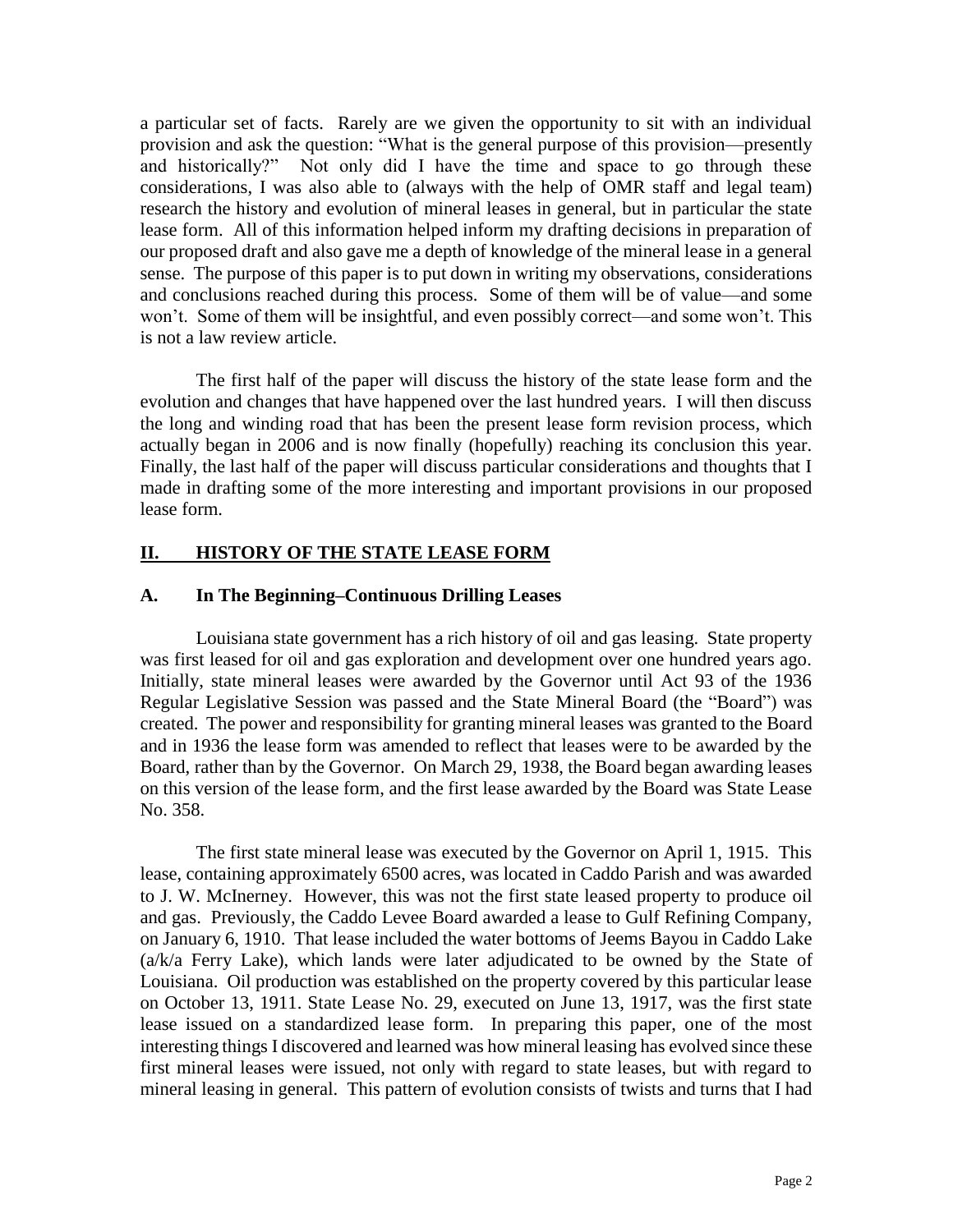a particular set of facts. Rarely are we given the opportunity to sit with an individual provision and ask the question: "What is the general purpose of this provision—presently and historically?" Not only did I have the time and space to go through these considerations, I was also able to (always with the help of OMR staff and legal team) research the history and evolution of mineral leases in general, but in particular the state lease form. All of this information helped inform my drafting decisions in preparation of our proposed draft and also gave me a depth of knowledge of the mineral lease in a general sense. The purpose of this paper is to put down in writing my observations, considerations and conclusions reached during this process. Some of them will be of value—and some won't. Some of them will be insightful, and even possibly correct—and some won't. This is not a law review article.

The first half of the paper will discuss the history of the state lease form and the evolution and changes that have happened over the last hundred years. I will then discuss the long and winding road that has been the present lease form revision process, which actually began in 2006 and is now finally (hopefully) reaching its conclusion this year. Finally, the last half of the paper will discuss particular considerations and thoughts that I made in drafting some of the more interesting and important provisions in our proposed lease form.

## II. HISTORY OF THE STATE LEASE FORM

### A. In The Beginning–Continuous Drilling Leases

Louisiana state government has a rich history of oil and gas leasing. State property was first leased for oil and gas exploration and development over one hundred years ago. Initially, state mineral leases were awarded by the Governor until Act 93 of the 1936 Regular Legislative Session was passed and the State Mineral Board (the "Board") was created. The power and responsibility for granting mineral leases was granted to the Board and in 1936 the lease form was amended to reflect that leases were to be awarded by the Board, rather than by the Governor. On March 29, 1938, the Board began awarding leases on this version of the lease form, and the first lease awarded by the Board was State Lease No. 358.

The first state mineral lease was executed by the Governor on April 1, 1915. This lease, containing approximately 6500 acres, was located in Caddo Parish and was awarded to J. W. McInerney. However, this was not the first state leased property to produce oil and gas. Previously, the Caddo Levee Board awarded a lease to Gulf Refining Company, on January 6, 1910. That lease included the water bottoms of Jeems Bayou in Caddo Lake (a/k/a Ferry Lake), which lands were later adjudicated to be owned by the State of Louisiana. Oil production was established on the property covered by this particular lease on October 13, 1911. State Lease No. 29, executed on June 13, 1917, was the first state lease issued on a standardized lease form. In preparing this paper, one of the most interesting things I discovered and learned was how mineral leasing has evolved since these first mineral leases were issued, not only with regard to state leases, but with regard to mineral leasing in general. This pattern of evolution consists of twists and turns that I had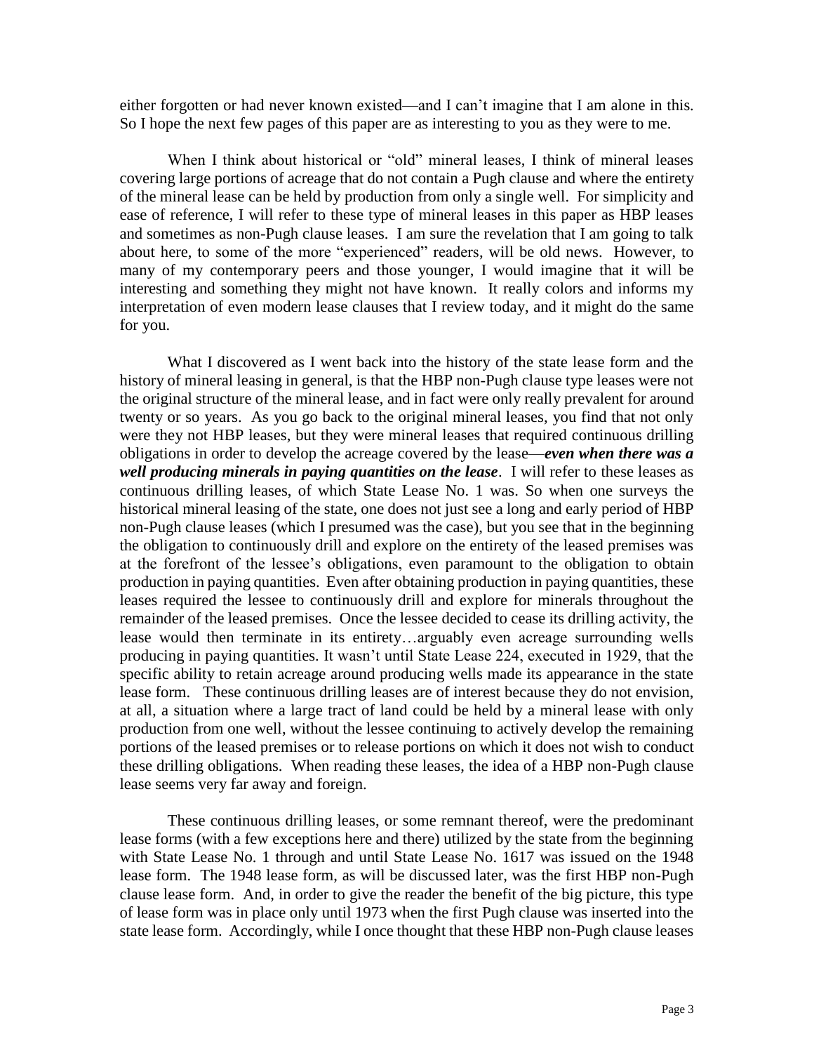either forgotten or had never known existed—and I can't imagine that I am alone in this. So I hope the next few pages of this paper are as interesting to you as they were to me.

When I think about historical or "old" mineral leases, I think of mineral leases covering large portions of acreage that do not contain a Pugh clause and where the entirety of the mineral lease can be held by production from only a single well. For simplicity and ease of reference, I will refer to these type of mineral leases in this paper as HBP leases and sometimes as non-Pugh clause leases. I am sure the revelation that I am going to talk about here, to some of the more "experienced" readers, will be old news. However, to many of my contemporary peers and those younger, I would imagine that it will be interesting and something they might not have known. It really colors and informs my interpretation of even modern lease clauses that I review today, and it might do the same for you.

What I discovered as I went back into the history of the state lease form and the history of mineral leasing in general, is that the HBP non-Pugh clause type leases were not the original structure of the mineral lease, and in fact were only really prevalent for around twenty or so years. As you go back to the original mineral leases, you find that not only were they not HBP leases, but they were mineral leases that required continuous drilling obligations in order to develop the acreage covered by the lease—***even when there was a well producing minerals in paying quantities on the lease***. I will refer to these leases as continuous drilling leases, of which State Lease No. 1 was. So when one surveys the historical mineral leasing of the state, one does not just see a long and early period of HBP non-Pugh clause leases (which I presumed was the case), but you see that in the beginning the obligation to continuously drill and explore on the entirety of the leased premises was at the forefront of the lessee's obligations, even paramount to the obligation to obtain production in paying quantities. Even after obtaining production in paying quantities, these leases required the lessee to continuously drill and explore for minerals throughout the remainder of the leased premises. Once the lessee decided to cease its drilling activity, the lease would then terminate in its entirety…arguably even acreage surrounding wells producing in paying quantities. It wasn't until State Lease 224, executed in 1929, that the specific ability to retain acreage around producing wells made its appearance in the state lease form. These continuous drilling leases are of interest because they do not envision, at all, a situation where a large tract of land could be held by a mineral lease with only production from one well, without the lessee continuing to actively develop the remaining portions of the leased premises or to release portions on which it does not wish to conduct these drilling obligations. When reading these leases, the idea of a HBP non-Pugh clause lease seems very far away and foreign.

These continuous drilling leases, or some remnant thereof, were the predominant lease forms (with a few exceptions here and there) utilized by the state from the beginning with State Lease No. 1 through and until State Lease No. 1617 was issued on the 1948 lease form. The 1948 lease form, as will be discussed later, was the first HBP non-Pugh clause lease form. And, in order to give the reader the benefit of the big picture, this type of lease form was in place only until 1973 when the first Pugh clause was inserted into the state lease form. Accordingly, while I once thought that these HBP non-Pugh clause leases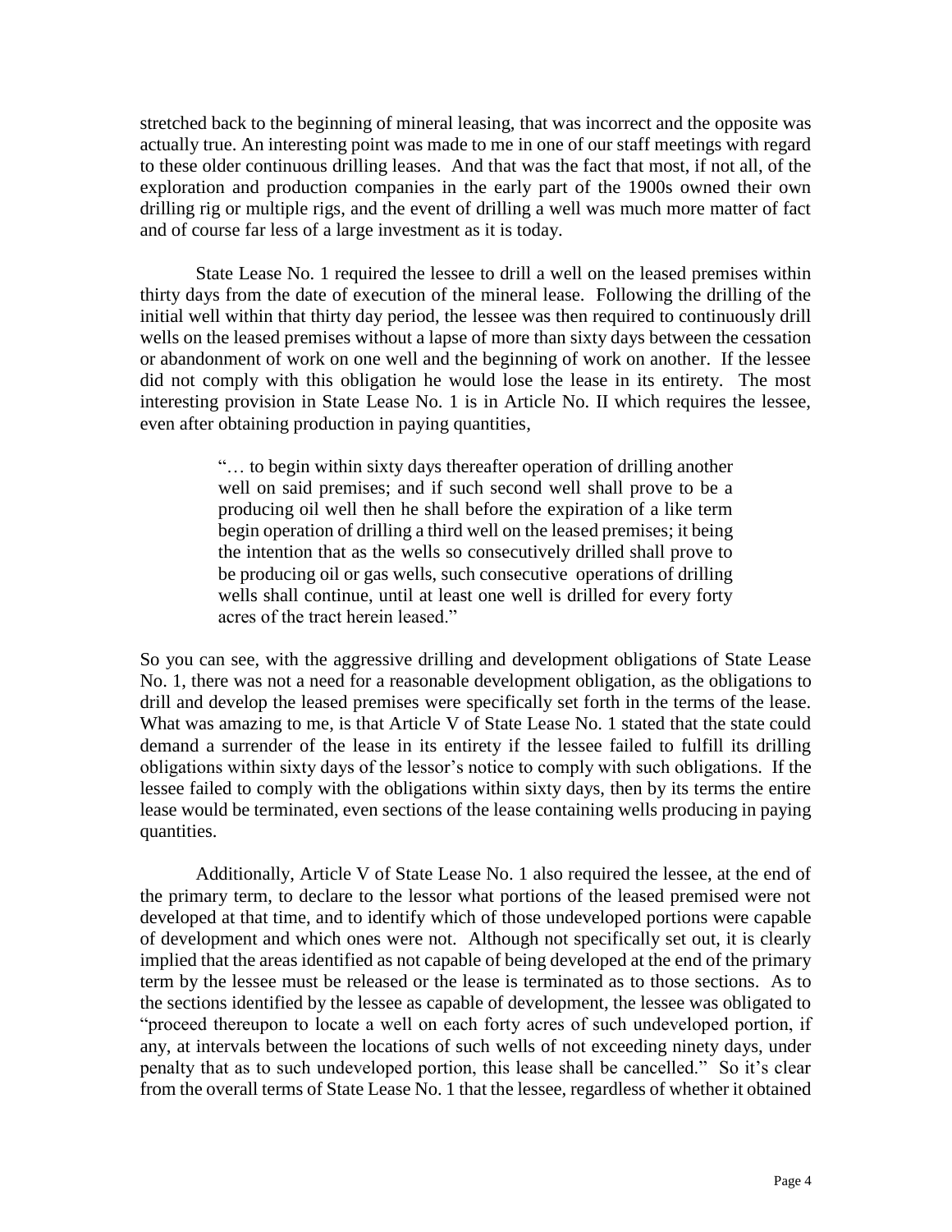stretched back to the beginning of mineral leasing, that was incorrect and the opposite was actually true. An interesting point was made to me in one of our staff meetings with regard to these older continuous drilling leases. And that was the fact that most, if not all, of the exploration and production companies in the early part of the 1900s owned their own drilling rig or multiple rigs, and the event of drilling a well was much more matter of fact and of course far less of a large investment as it is today.

State Lease No. 1 required the lessee to drill a well on the leased premises within thirty days from the date of execution of the mineral lease. Following the drilling of the initial well within that thirty day period, the lessee was then required to continuously drill wells on the leased premises without a lapse of more than sixty days between the cessation or abandonment of work on one well and the beginning of work on another. If the lessee did not comply with this obligation he would lose the lease in its entirety. The most interesting provision in State Lease No. 1 is in Article No. II which requires the lessee, even after obtaining production in paying quantities,

> "… to begin within sixty days thereafter operation of drilling another well on said premises; and if such second well shall prove to be a producing oil well then he shall before the expiration of a like term begin operation of drilling a third well on the leased premises; it being the intention that as the wells so consecutively drilled shall prove to be producing oil or gas wells, such consecutive operations of drilling wells shall continue, until at least one well is drilled for every forty acres of the tract herein leased."

So you can see, with the aggressive drilling and development obligations of State Lease No. 1, there was not a need for a reasonable development obligation, as the obligations to drill and develop the leased premises were specifically set forth in the terms of the lease. What was amazing to me, is that Article V of State Lease No. 1 stated that the state could demand a surrender of the lease in its entirety if the lessee failed to fulfill its drilling obligations within sixty days of the lessor's notice to comply with such obligations. If the lessee failed to comply with the obligations within sixty days, then by its terms the entire lease would be terminated, even sections of the lease containing wells producing in paying quantities.

Additionally, Article V of State Lease No. 1 also required the lessee, at the end of the primary term, to declare to the lessor what portions of the leased premised were not developed at that time, and to identify which of those undeveloped portions were capable of development and which ones were not. Although not specifically set out, it is clearly implied that the areas identified as not capable of being developed at the end of the primary term by the lessee must be released or the lease is terminated as to those sections. As to the sections identified by the lessee as capable of development, the lessee was obligated to "proceed thereupon to locate a well on each forty acres of such undeveloped portion, if any, at intervals between the locations of such wells of not exceeding ninety days, under penalty that as to such undeveloped portion, this lease shall be cancelled." So it's clear from the overall terms of State Lease No. 1 that the lessee, regardless of whether it obtained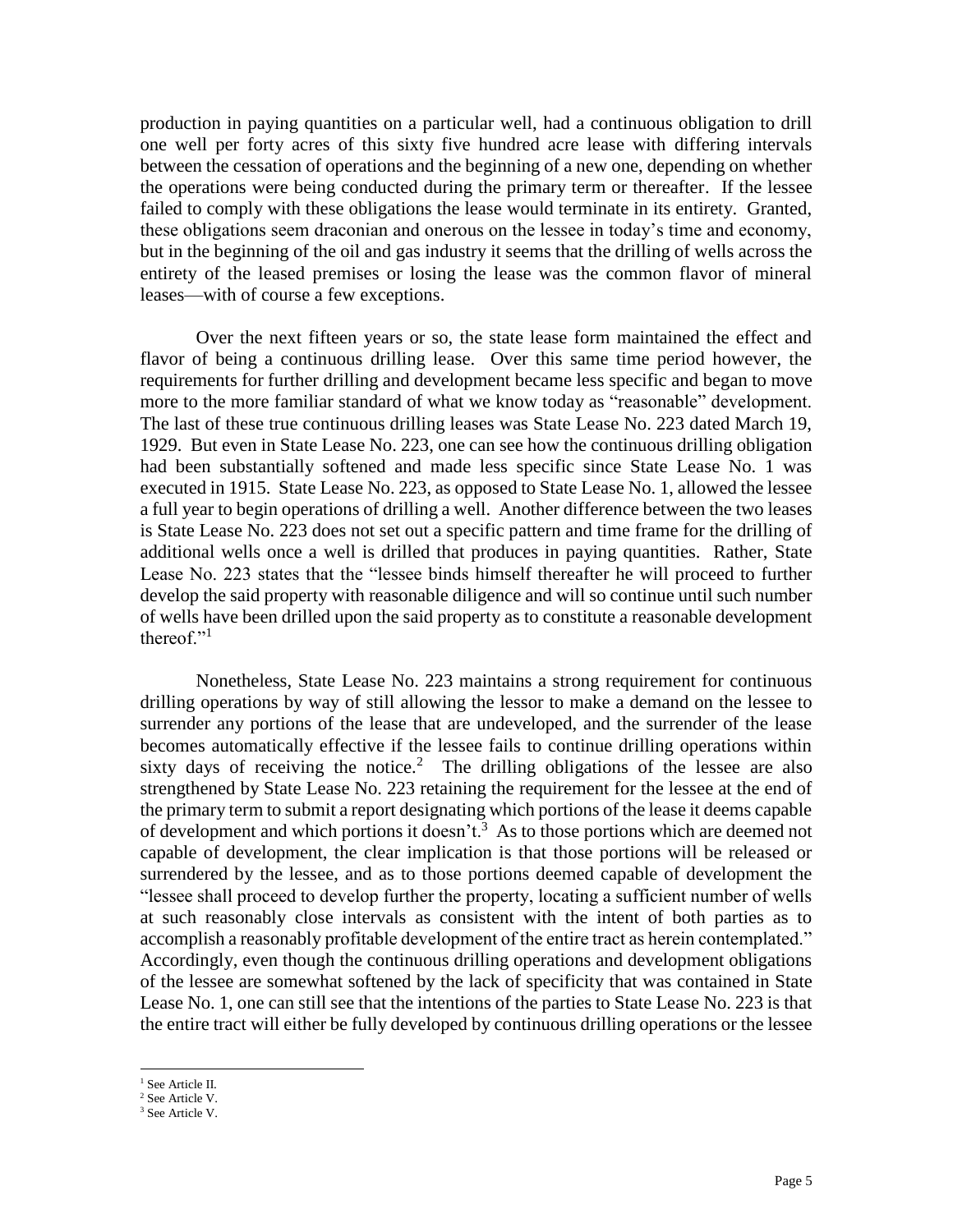production in paying quantities on a particular well, had a continuous obligation to drill one well per forty acres of this sixty five hundred acre lease with differing intervals between the cessation of operations and the beginning of a new one, depending on whether the operations were being conducted during the primary term or thereafter. If the lessee failed to comply with these obligations the lease would terminate in its entirety. Granted, these obligations seem draconian and onerous on the lessee in today's time and economy, but in the beginning of the oil and gas industry it seems that the drilling of wells across the entirety of the leased premises or losing the lease was the common flavor of mineral leases—with of course a few exceptions.

Over the next fifteen years or so, the state lease form maintained the effect and flavor of being a continuous drilling lease. Over this same time period however, the requirements for further drilling and development became less specific and began to move more to the more familiar standard of what we know today as "reasonable" development. The last of these true continuous drilling leases was State Lease No. 223 dated March 19, 1929. But even in State Lease No. 223, one can see how the continuous drilling obligation had been substantially softened and made less specific since State Lease No. 1 was executed in 1915. State Lease No. 223, as opposed to State Lease No. 1, allowed the lessee a full year to begin operations of drilling a well. Another difference between the two leases is State Lease No. 223 does not set out a specific pattern and time frame for the drilling of additional wells once a well is drilled that produces in paying quantities. Rather, State Lease No. 223 states that the "lessee binds himself thereafter he will proceed to further develop the said property with reasonable diligence and will so continue until such number of wells have been drilled upon the said property as to constitute a reasonable development thereof."[1]

Nonetheless, State Lease No. 223 maintains a strong requirement for continuous drilling operations by way of still allowing the lessor to make a demand on the lessee to surrender any portions of the lease that are undeveloped, and the surrender of the lease becomes automatically effective if the lessee fails to continue drilling operations within sixty days of receiving the notice.[2] The drilling obligations of the lessee are also strengthened by State Lease No. 223 retaining the requirement for the lessee at the end of the primary term to submit a report designating which portions of the lease it deems capable of development and which portions it doesn't.[3] As to those portions which are deemed not capable of development, the clear implication is that those portions will be released or surrendered by the lessee, and as to those portions deemed capable of development the "lessee shall proceed to develop further the property, locating a sufficient number of wells at such reasonably close intervals as consistent with the intent of both parties as to accomplish a reasonably profitable development of the entire tract as herein contemplated." Accordingly, even though the continuous drilling operations and development obligations of the lessee are somewhat softened by the lack of specificity that was contained in State Lease No. 1, one can still see that the intentions of the parties to State Lease No. 223 is that the entire tract will either be fully developed by continuous drilling operations or the lessee

[1] See Article II.
[2] See Article V.
[3] See Article V.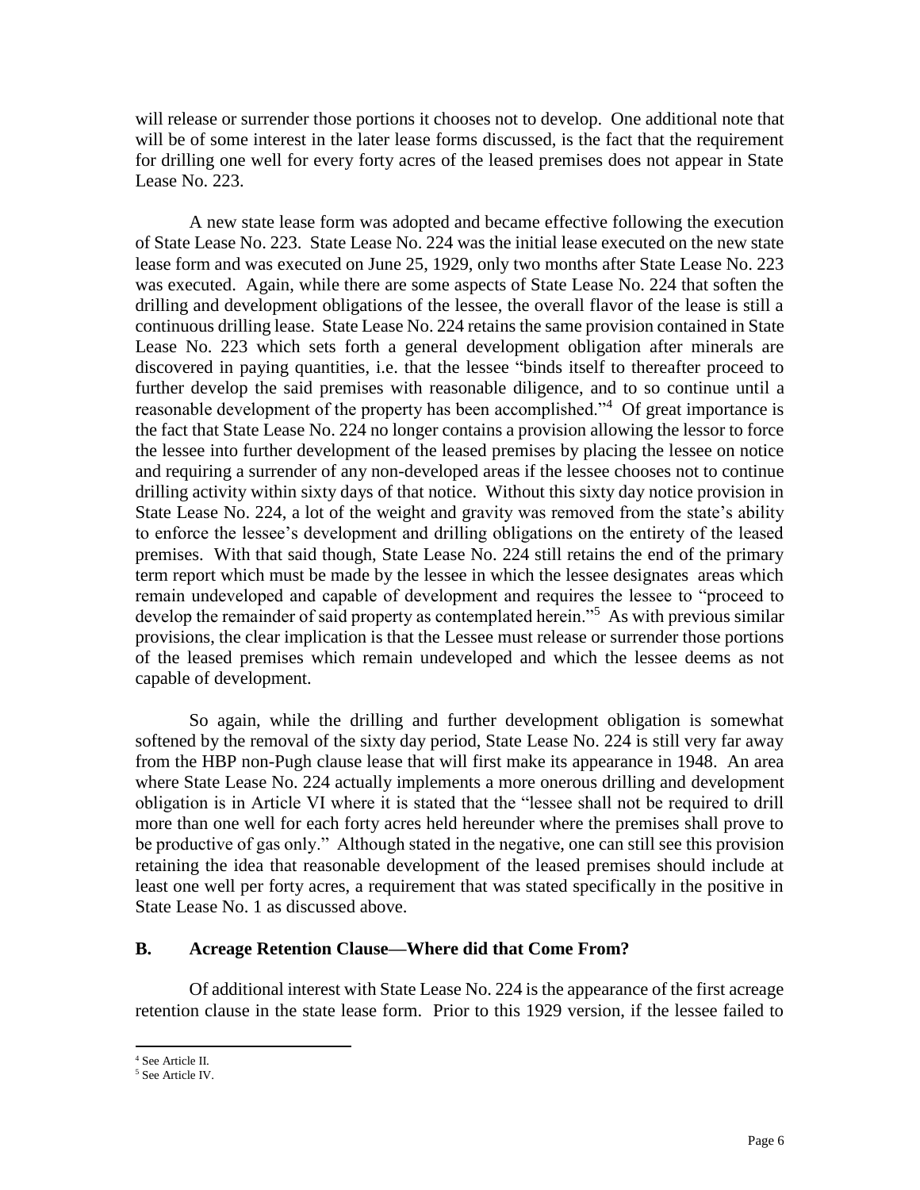will release or surrender those portions it chooses not to develop. One additional note that will be of some interest in the later lease forms discussed, is the fact that the requirement for drilling one well for every forty acres of the leased premises does not appear in State Lease No. 223.

A new state lease form was adopted and became effective following the execution of State Lease No. 223. State Lease No. 224 was the initial lease executed on the new state lease form and was executed on June 25, 1929, only two months after State Lease No. 223 was executed. Again, while there are some aspects of State Lease No. 224 that soften the drilling and development obligations of the lessee, the overall flavor of the lease is still a continuous drilling lease. State Lease No. 224 retains the same provision contained in State Lease No. 223 which sets forth a general development obligation after minerals are discovered in paying quantities, i.e. that the lessee "binds itself to thereafter proceed to further develop the said premises with reasonable diligence, and to so continue until a reasonable development of the property has been accomplished."[4] Of great importance is the fact that State Lease No. 224 no longer contains a provision allowing the lessor to force the lessee into further development of the leased premises by placing the lessee on notice and requiring a surrender of any non-developed areas if the lessee chooses not to continue drilling activity within sixty days of that notice. Without this sixty day notice provision in State Lease No. 224, a lot of the weight and gravity was removed from the state's ability to enforce the lessee's development and drilling obligations on the entirety of the leased premises. With that said though, State Lease No. 224 still retains the end of the primary term report which must be made by the lessee in which the lessee designates areas which remain undeveloped and capable of development and requires the lessee to "proceed to develop the remainder of said property as contemplated herein."[5] As with previous similar provisions, the clear implication is that the Lessee must release or surrender those portions of the leased premises which remain undeveloped and which the lessee deems as not capable of development.

So again, while the drilling and further development obligation is somewhat softened by the removal of the sixty day period, State Lease No. 224 is still very far away from the HBP non-Pugh clause lease that will first make its appearance in 1948. An area where State Lease No. 224 actually implements a more onerous drilling and development obligation is in Article VI where it is stated that the "lessee shall not be required to drill more than one well for each forty acres held hereunder where the premises shall prove to be productive of gas only." Although stated in the negative, one can still see this provision retaining the idea that reasonable development of the leased premises should include at least one well per forty acres, a requirement that was stated specifically in the positive in State Lease No. 1 as discussed above.

### B. Acreage Retention Clause—Where did that Come From?

Of additional interest with State Lease No. 224 is the appearance of the first acreage retention clause in the state lease form. Prior to this 1929 version, if the lessee failed to

[4] See Article II.

[5] See Article IV.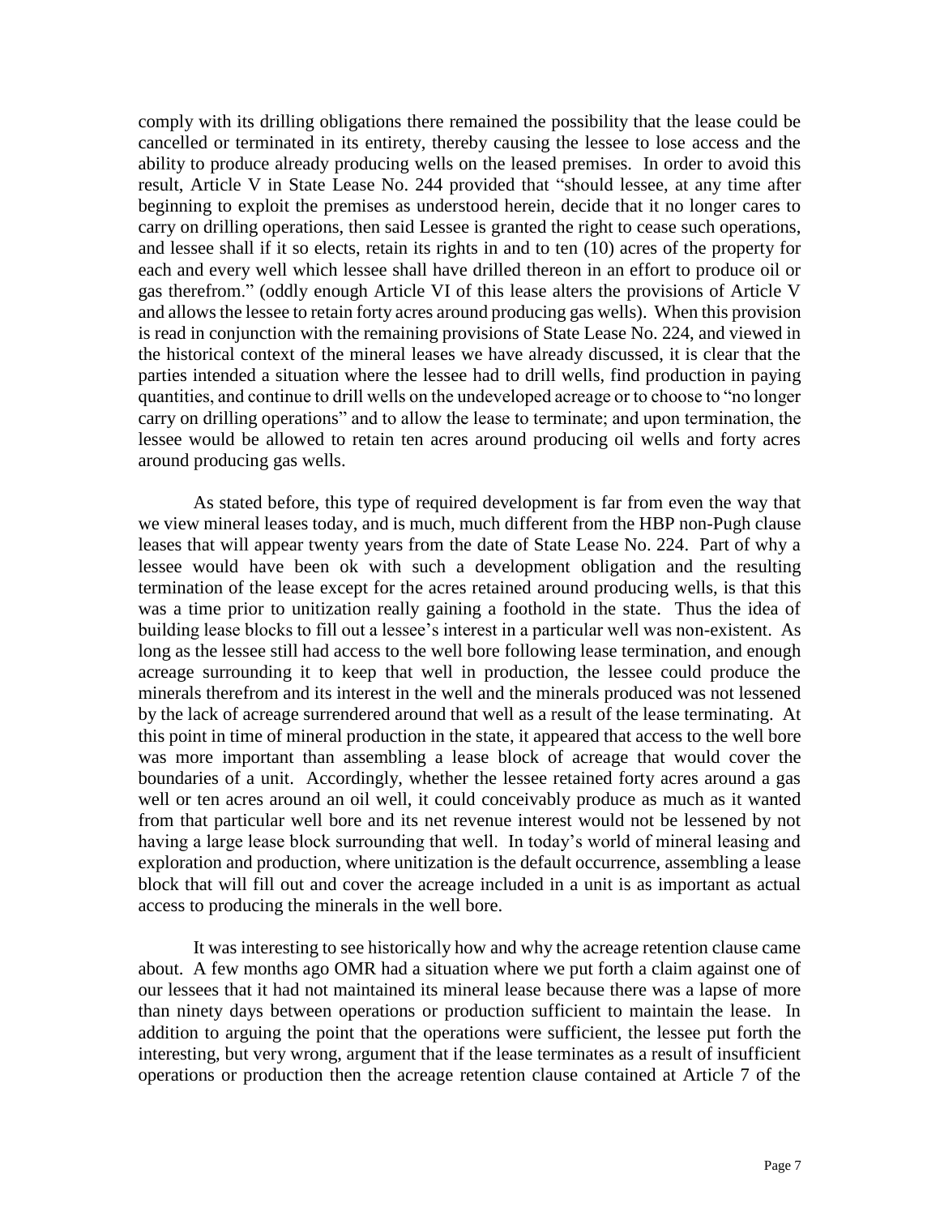comply with its drilling obligations there remained the possibility that the lease could be cancelled or terminated in its entirety, thereby causing the lessee to lose access and the ability to produce already producing wells on the leased premises. In order to avoid this result, Article V in State Lease No. 244 provided that "should lessee, at any time after beginning to exploit the premises as understood herein, decide that it no longer cares to carry on drilling operations, then said Lessee is granted the right to cease such operations, and lessee shall if it so elects, retain its rights in and to ten (10) acres of the property for each and every well which lessee shall have drilled thereon in an effort to produce oil or gas therefrom." (oddly enough Article VI of this lease alters the provisions of Article V and allows the lessee to retain forty acres around producing gas wells). When this provision is read in conjunction with the remaining provisions of State Lease No. 224, and viewed in the historical context of the mineral leases we have already discussed, it is clear that the parties intended a situation where the lessee had to drill wells, find production in paying quantities, and continue to drill wells on the undeveloped acreage or to choose to "no longer carry on drilling operations" and to allow the lease to terminate; and upon termination, the lessee would be allowed to retain ten acres around producing oil wells and forty acres around producing gas wells.

As stated before, this type of required development is far from even the way that we view mineral leases today, and is much, much different from the HBP non-Pugh clause leases that will appear twenty years from the date of State Lease No. 224. Part of why a lessee would have been ok with such a development obligation and the resulting termination of the lease except for the acres retained around producing wells, is that this was a time prior to unitization really gaining a foothold in the state. Thus the idea of building lease blocks to fill out a lessee's interest in a particular well was non-existent. As long as the lessee still had access to the well bore following lease termination, and enough acreage surrounding it to keep that well in production, the lessee could produce the minerals therefrom and its interest in the well and the minerals produced was not lessened by the lack of acreage surrendered around that well as a result of the lease terminating. At this point in time of mineral production in the state, it appeared that access to the well bore was more important than assembling a lease block of acreage that would cover the boundaries of a unit. Accordingly, whether the lessee retained forty acres around a gas well or ten acres around an oil well, it could conceivably produce as much as it wanted from that particular well bore and its net revenue interest would not be lessened by not having a large lease block surrounding that well. In today's world of mineral leasing and exploration and production, where unitization is the default occurrence, assembling a lease block that will fill out and cover the acreage included in a unit is as important as actual access to producing the minerals in the well bore.

It was interesting to see historically how and why the acreage retention clause came about. A few months ago OMR had a situation where we put forth a claim against one of our lessees that it had not maintained its mineral lease because there was a lapse of more than ninety days between operations or production sufficient to maintain the lease. In addition to arguing the point that the operations were sufficient, the lessee put forth the interesting, but very wrong, argument that if the lease terminates as a result of insufficient operations or production then the acreage retention clause contained at Article 7 of the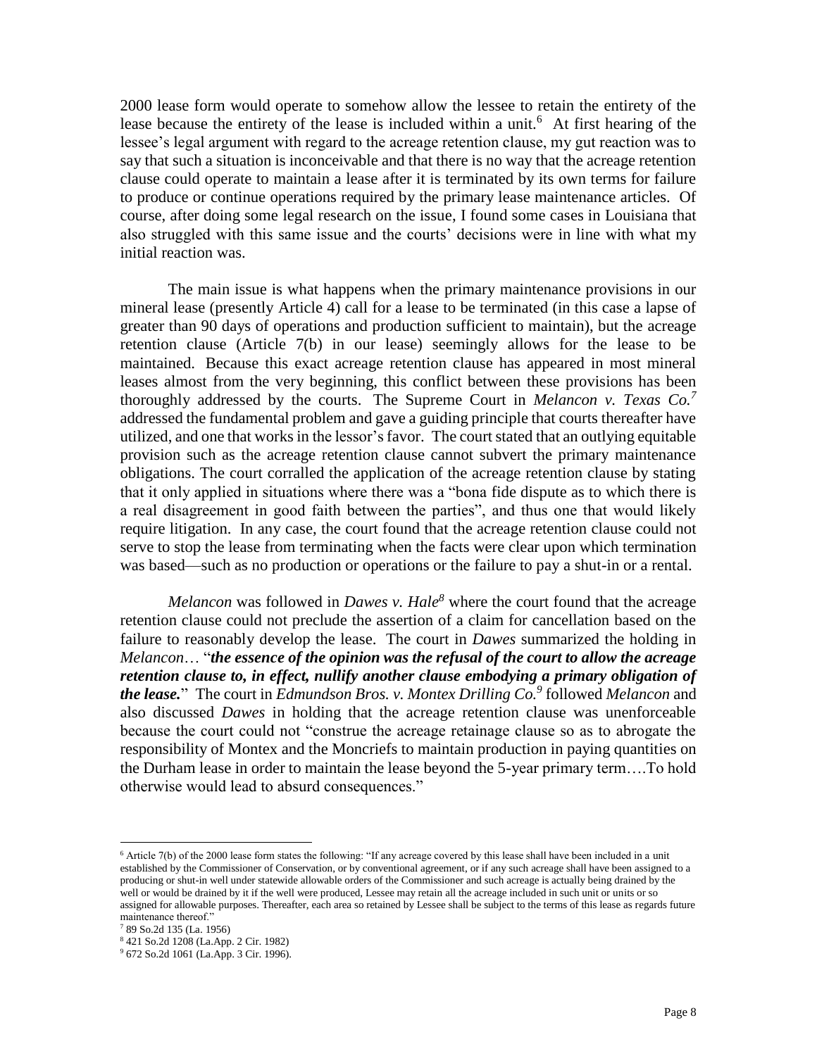2000 lease form would operate to somehow allow the lessee to retain the entirety of the lease because the entirety of the lease is included within a unit.[6] At first hearing of the lessee's legal argument with regard to the acreage retention clause, my gut reaction was to say that such a situation is inconceivable and that there is no way that the acreage retention clause could operate to maintain a lease after it is terminated by its own terms for failure to produce or continue operations required by the primary lease maintenance articles. Of course, after doing some legal research on the issue, I found some cases in Louisiana that also struggled with this same issue and the courts' decisions were in line with what my initial reaction was.

The main issue is what happens when the primary maintenance provisions in our mineral lease (presently Article 4) call for a lease to be terminated (in this case a lapse of greater than 90 days of operations and production sufficient to maintain), but the acreage retention clause (Article 7(b) in our lease) seemingly allows for the lease to be maintained. Because this exact acreage retention clause has appeared in most mineral leases almost from the very beginning, this conflict between these provisions has been thoroughly addressed by the courts. The Supreme Court in *Melancon v. Texas Co.*[7] addressed the fundamental problem and gave a guiding principle that courts thereafter have utilized, and one that works in the lessor's favor. The court stated that an outlying equitable provision such as the acreage retention clause cannot subvert the primary maintenance obligations. The court corralled the application of the acreage retention clause by stating that it only applied in situations where there was a "bona fide dispute as to which there is a real disagreement in good faith between the parties", and thus one that would likely require litigation. In any case, the court found that the acreage retention clause could not serve to stop the lease from terminating when the facts were clear upon which termination was based—such as no production or operations or the failure to pay a shut-in or a rental.

*Melancon* was followed in *Dawes v. Hale*[8] where the court found that the acreage retention clause could not preclude the assertion of a claim for cancellation based on the failure to reasonably develop the lease. The court in *Dawes* summarized the holding in *Melancon*… "***the essence of the opinion was the refusal of the court to allow the acreage retention clause to, in effect, nullify another clause embodying a primary obligation of the lease.***" The court in *Edmundson Bros. v. Montex Drilling Co.*[9] followed *Melancon* and also discussed *Dawes* in holding that the acreage retention clause was unenforceable because the court could not "construe the acreage retainage clause so as to abrogate the responsibility of Montex and the Moncriefs to maintain production in paying quantities on the Durham lease in order to maintain the lease beyond the 5-year primary term….To hold otherwise would lead to absurd consequences."

---

[6] Article 7(b) of the 2000 lease form states the following: "If any acreage covered by this lease shall have been included in a unit established by the Commissioner of Conservation, or by conventional agreement, or if any such acreage shall have been assigned to a producing or shut-in well under statewide allowable orders of the Commissioner and such acreage is actually being drained by the well or would be drained by it if the well were produced, Lessee may retain all the acreage included in such unit or units or so assigned for allowable purposes. Thereafter, each area so retained by Lessee shall be subject to the terms of this lease as regards future maintenance thereof."

[7] 89 So.2d 135 (La. 1956)

[8] 421 So.2d 1208 (La.App. 2 Cir. 1982)

[9] 672 So.2d 1061 (La.App. 3 Cir. 1996).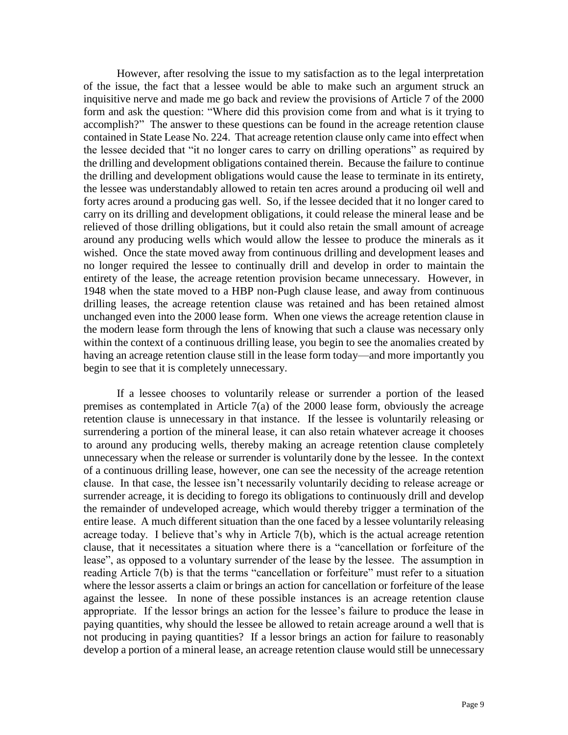However, after resolving the issue to my satisfaction as to the legal interpretation of the issue, the fact that a lessee would be able to make such an argument struck an inquisitive nerve and made me go back and review the provisions of Article 7 of the 2000 form and ask the question: "Where did this provision come from and what is it trying to accomplish?" The answer to these questions can be found in the acreage retention clause contained in State Lease No. 224. That acreage retention clause only came into effect when the lessee decided that "it no longer cares to carry on drilling operations" as required by the drilling and development obligations contained therein. Because the failure to continue the drilling and development obligations would cause the lease to terminate in its entirety, the lessee was understandably allowed to retain ten acres around a producing oil well and forty acres around a producing gas well. So, if the lessee decided that it no longer cared to carry on its drilling and development obligations, it could release the mineral lease and be relieved of those drilling obligations, but it could also retain the small amount of acreage around any producing wells which would allow the lessee to produce the minerals as it wished. Once the state moved away from continuous drilling and development leases and no longer required the lessee to continually drill and develop in order to maintain the entirety of the lease, the acreage retention provision became unnecessary. However, in 1948 when the state moved to a HBP non-Pugh clause lease, and away from continuous drilling leases, the acreage retention clause was retained and has been retained almost unchanged even into the 2000 lease form. When one views the acreage retention clause in the modern lease form through the lens of knowing that such a clause was necessary only within the context of a continuous drilling lease, you begin to see the anomalies created by having an acreage retention clause still in the lease form today—and more importantly you begin to see that it is completely unnecessary.

If a lessee chooses to voluntarily release or surrender a portion of the leased premises as contemplated in Article 7(a) of the 2000 lease form, obviously the acreage retention clause is unnecessary in that instance. If the lessee is voluntarily releasing or surrendering a portion of the mineral lease, it can also retain whatever acreage it chooses to around any producing wells, thereby making an acreage retention clause completely unnecessary when the release or surrender is voluntarily done by the lessee. In the context of a continuous drilling lease, however, one can see the necessity of the acreage retention clause. In that case, the lessee isn't necessarily voluntarily deciding to release acreage or surrender acreage, it is deciding to forego its obligations to continuously drill and develop the remainder of undeveloped acreage, which would thereby trigger a termination of the entire lease. A much different situation than the one faced by a lessee voluntarily releasing acreage today. I believe that's why in Article 7(b), which is the actual acreage retention clause, that it necessitates a situation where there is a "cancellation or forfeiture of the lease", as opposed to a voluntary surrender of the lease by the lessee. The assumption in reading Article 7(b) is that the terms "cancellation or forfeiture" must refer to a situation where the lessor asserts a claim or brings an action for cancellation or forfeiture of the lease against the lessee. In none of these possible instances is an acreage retention clause appropriate. If the lessor brings an action for the lessee's failure to produce the lease in paying quantities, why should the lessee be allowed to retain acreage around a well that is not producing in paying quantities? If a lessor brings an action for failure to reasonably develop a portion of a mineral lease, an acreage retention clause would still be unnecessary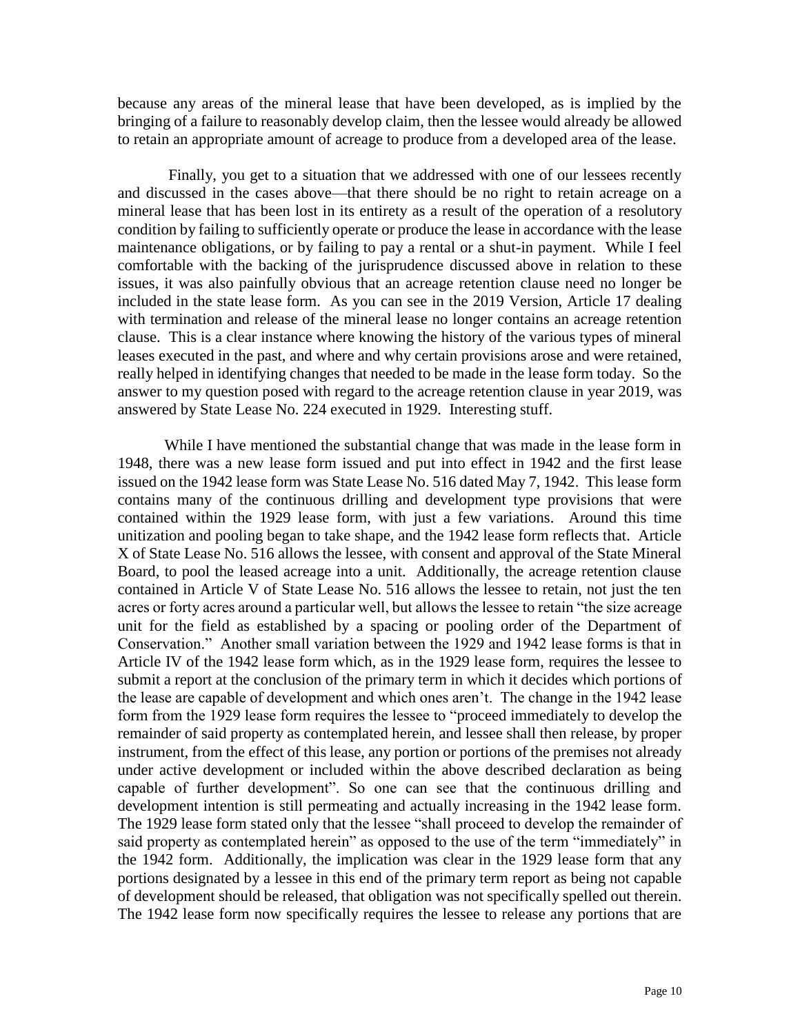because any areas of the mineral lease that have been developed, as is implied by the bringing of a failure to reasonably develop claim, then the lessee would already be allowed to retain an appropriate amount of acreage to produce from a developed area of the lease.

Finally, you get to a situation that we addressed with one of our lessees recently and discussed in the cases above—that there should be no right to retain acreage on a mineral lease that has been lost in its entirety as a result of the operation of a resolutory condition by failing to sufficiently operate or produce the lease in accordance with the lease maintenance obligations, or by failing to pay a rental or a shut-in payment. While I feel comfortable with the backing of the jurisprudence discussed above in relation to these issues, it was also painfully obvious that an acreage retention clause need no longer be included in the state lease form. As you can see in the 2019 Version, Article 17 dealing with termination and release of the mineral lease no longer contains an acreage retention clause. This is a clear instance where knowing the history of the various types of mineral leases executed in the past, and where and why certain provisions arose and were retained, really helped in identifying changes that needed to be made in the lease form today. So the answer to my question posed with regard to the acreage retention clause in year 2019, was answered by State Lease No. 224 executed in 1929. Interesting stuff.

While I have mentioned the substantial change that was made in the lease form in 1948, there was a new lease form issued and put into effect in 1942 and the first lease issued on the 1942 lease form was State Lease No. 516 dated May 7, 1942. This lease form contains many of the continuous drilling and development type provisions that were contained within the 1929 lease form, with just a few variations. Around this time unitization and pooling began to take shape, and the 1942 lease form reflects that. Article X of State Lease No. 516 allows the lessee, with consent and approval of the State Mineral Board, to pool the leased acreage into a unit. Additionally, the acreage retention clause contained in Article V of State Lease No. 516 allows the lessee to retain, not just the ten acres or forty acres around a particular well, but allows the lessee to retain "the size acreage unit for the field as established by a spacing or pooling order of the Department of Conservation." Another small variation between the 1929 and 1942 lease forms is that in Article IV of the 1942 lease form which, as in the 1929 lease form, requires the lessee to submit a report at the conclusion of the primary term in which it decides which portions of the lease are capable of development and which ones aren't. The change in the 1942 lease form from the 1929 lease form requires the lessee to "proceed immediately to develop the remainder of said property as contemplated herein, and lessee shall then release, by proper instrument, from the effect of this lease, any portion or portions of the premises not already under active development or included within the above described declaration as being capable of further development". So one can see that the continuous drilling and development intention is still permeating and actually increasing in the 1942 lease form. The 1929 lease form stated only that the lessee "shall proceed to develop the remainder of said property as contemplated herein" as opposed to the use of the term "immediately" in the 1942 form. Additionally, the implication was clear in the 1929 lease form that any portions designated by a lessee in this end of the primary term report as being not capable of development should be released, that obligation was not specifically spelled out therein. The 1942 lease form now specifically requires the lessee to release any portions that are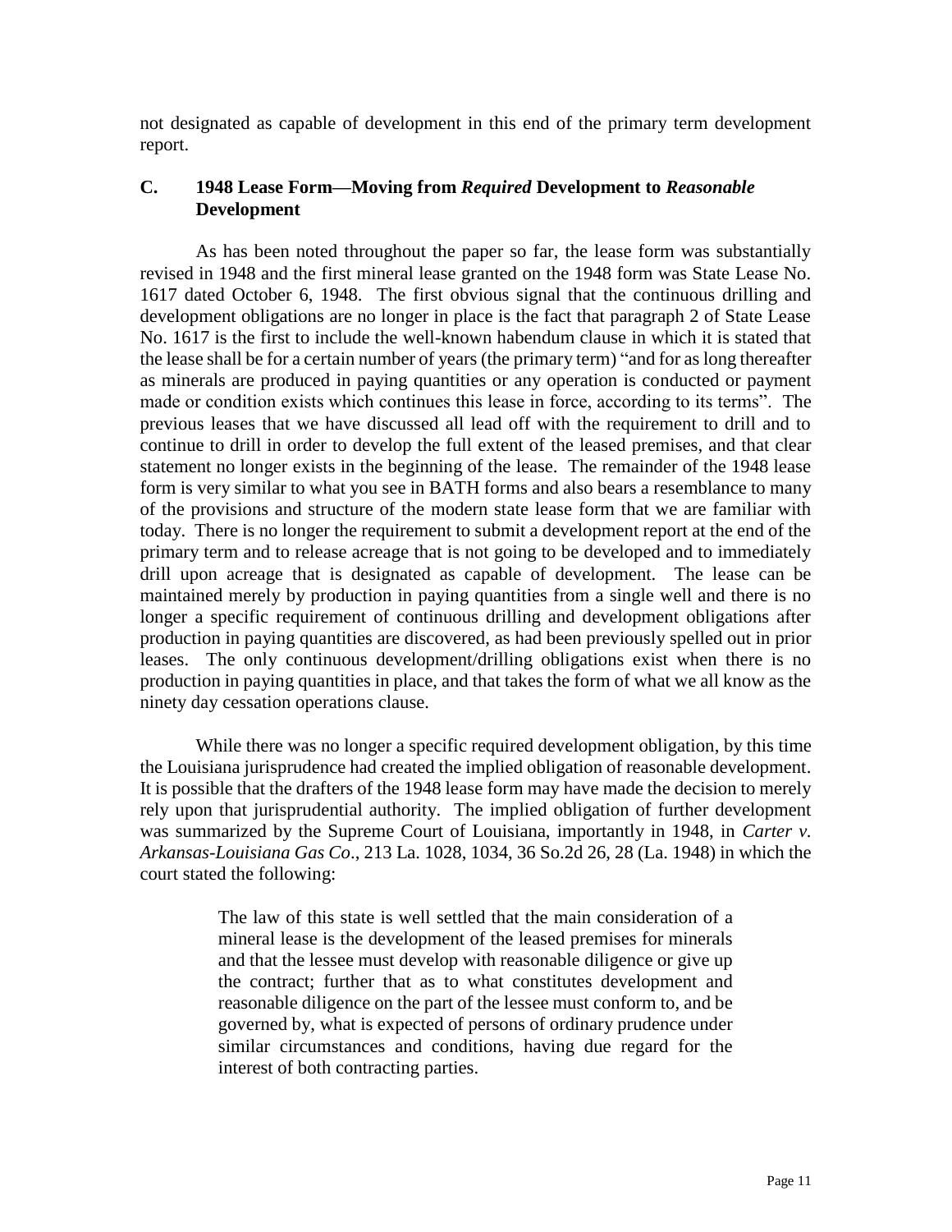not designated as capable of development in this end of the primary term development report.

### C. 1948 Lease Form—Moving from *Required* Development to *Reasonable* Development

As has been noted throughout the paper so far, the lease form was substantially revised in 1948 and the first mineral lease granted on the 1948 form was State Lease No. 1617 dated October 6, 1948. The first obvious signal that the continuous drilling and development obligations are no longer in place is the fact that paragraph 2 of State Lease No. 1617 is the first to include the well-known habendum clause in which it is stated that the lease shall be for a certain number of years (the primary term) "and for as long thereafter as minerals are produced in paying quantities or any operation is conducted or payment made or condition exists which continues this lease in force, according to its terms". The previous leases that we have discussed all lead off with the requirement to drill and to continue to drill in order to develop the full extent of the leased premises, and that clear statement no longer exists in the beginning of the lease. The remainder of the 1948 lease form is very similar to what you see in BATH forms and also bears a resemblance to many of the provisions and structure of the modern state lease form that we are familiar with today. There is no longer the requirement to submit a development report at the end of the primary term and to release acreage that is not going to be developed and to immediately drill upon acreage that is designated as capable of development. The lease can be maintained merely by production in paying quantities from a single well and there is no longer a specific requirement of continuous drilling and development obligations after production in paying quantities are discovered, as had been previously spelled out in prior leases. The only continuous development/drilling obligations exist when there is no production in paying quantities in place, and that takes the form of what we all know as the ninety day cessation operations clause.

While there was no longer a specific required development obligation, by this time the Louisiana jurisprudence had created the implied obligation of reasonable development. It is possible that the drafters of the 1948 lease form may have made the decision to merely rely upon that jurisprudential authority. The implied obligation of further development was summarized by the Supreme Court of Louisiana, importantly in 1948, in *Carter v. Arkansas-Louisiana Gas Co*., 213 La. 1028, 1034, 36 So.2d 26, 28 (La. 1948) in which the court stated the following:

> The law of this state is well settled that the main consideration of a mineral lease is the development of the leased premises for minerals and that the lessee must develop with reasonable diligence or give up the contract; further that as to what constitutes development and reasonable diligence on the part of the lessee must conform to, and be governed by, what is expected of persons of ordinary prudence under similar circumstances and conditions, having due regard for the interest of both contracting parties.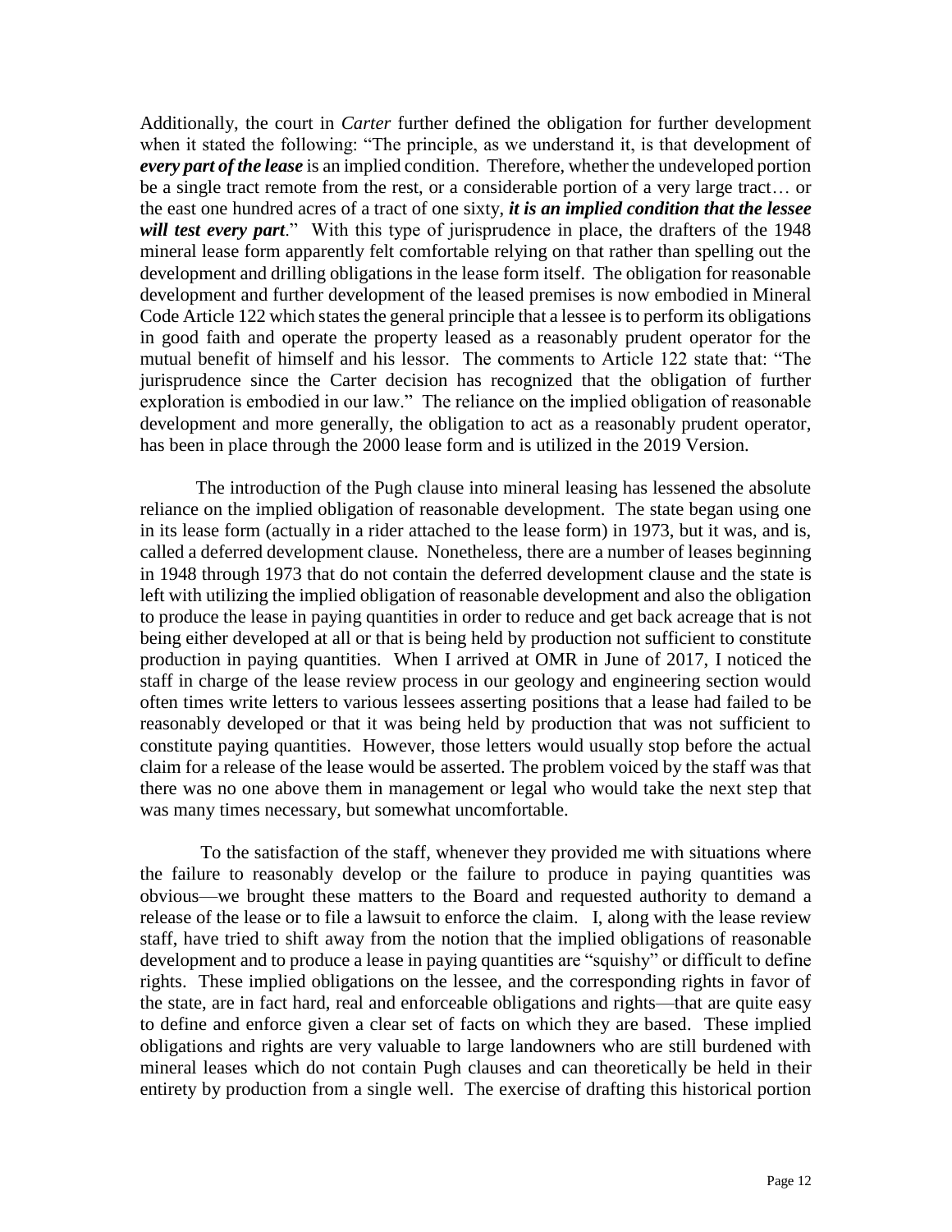Additionally, the court in *Carter* further defined the obligation for further development when it stated the following: "The principle, as we understand it, is that development of ***every part of the lease*** is an implied condition. Therefore, whether the undeveloped portion be a single tract remote from the rest, or a considerable portion of a very large tract… or the east one hundred acres of a tract of one sixty, ***it is an implied condition that the lessee will test every part***." With this type of jurisprudence in place, the drafters of the 1948 mineral lease form apparently felt comfortable relying on that rather than spelling out the development and drilling obligations in the lease form itself. The obligation for reasonable development and further development of the leased premises is now embodied in Mineral Code Article 122 which states the general principle that a lessee is to perform its obligations in good faith and operate the property leased as a reasonably prudent operator for the mutual benefit of himself and his lessor. The comments to Article 122 state that: "The jurisprudence since the Carter decision has recognized that the obligation of further exploration is embodied in our law." The reliance on the implied obligation of reasonable development and more generally, the obligation to act as a reasonably prudent operator, has been in place through the 2000 lease form and is utilized in the 2019 Version.

The introduction of the Pugh clause into mineral leasing has lessened the absolute reliance on the implied obligation of reasonable development. The state began using one in its lease form (actually in a rider attached to the lease form) in 1973, but it was, and is, called a deferred development clause. Nonetheless, there are a number of leases beginning in 1948 through 1973 that do not contain the deferred development clause and the state is left with utilizing the implied obligation of reasonable development and also the obligation to produce the lease in paying quantities in order to reduce and get back acreage that is not being either developed at all or that is being held by production not sufficient to constitute production in paying quantities. When I arrived at OMR in June of 2017, I noticed the staff in charge of the lease review process in our geology and engineering section would often times write letters to various lessees asserting positions that a lease had failed to be reasonably developed or that it was being held by production that was not sufficient to constitute paying quantities. However, those letters would usually stop before the actual claim for a release of the lease would be asserted. The problem voiced by the staff was that there was no one above them in management or legal who would take the next step that was many times necessary, but somewhat uncomfortable.

To the satisfaction of the staff, whenever they provided me with situations where the failure to reasonably develop or the failure to produce in paying quantities was obvious—we brought these matters to the Board and requested authority to demand a release of the lease or to file a lawsuit to enforce the claim. I, along with the lease review staff, have tried to shift away from the notion that the implied obligations of reasonable development and to produce a lease in paying quantities are "squishy" or difficult to define rights. These implied obligations on the lessee, and the corresponding rights in favor of the state, are in fact hard, real and enforceable obligations and rights—that are quite easy to define and enforce given a clear set of facts on which they are based. These implied obligations and rights are very valuable to large landowners who are still burdened with mineral leases which do not contain Pugh clauses and can theoretically be held in their entirety by production from a single well. The exercise of drafting this historical portion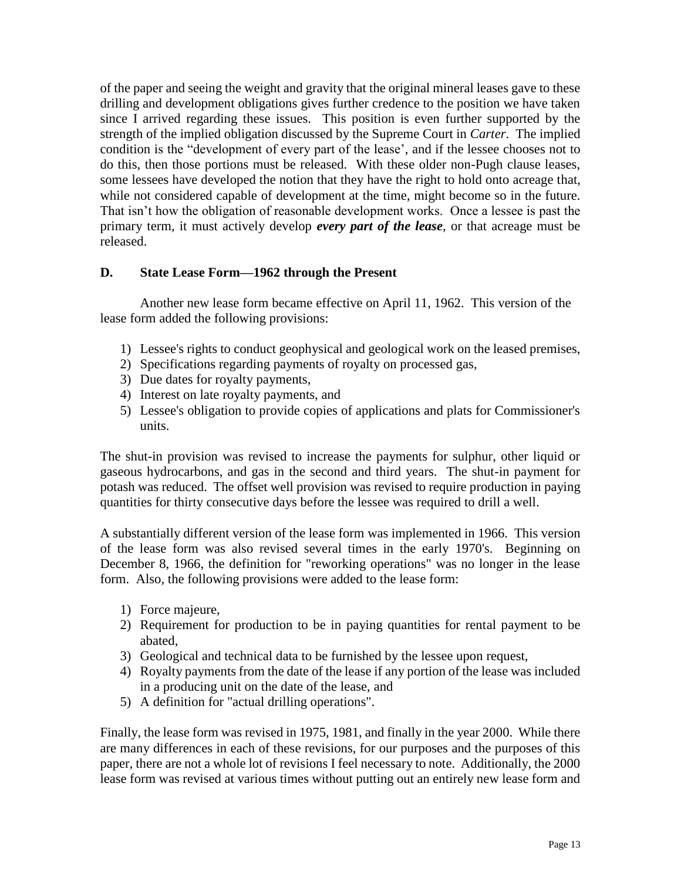of the paper and seeing the weight and gravity that the original mineral leases gave to these drilling and development obligations gives further credence to the position we have taken since I arrived regarding these issues. This position is even further supported by the strength of the implied obligation discussed by the Supreme Court in *Carter*. The implied condition is the "development of every part of the lease', and if the lessee chooses not to do this, then those portions must be released. With these older non-Pugh clause leases, some lessees have developed the notion that they have the right to hold onto acreage that, while not considered capable of development at the time, might become so in the future. That isn't how the obligation of reasonable development works. Once a lessee is past the primary term, it must actively develop ***every part of the lease***, or that acreage must be released.

### D. State Lease Form—1962 through the Present

Another new lease form became effective on April 11, 1962. This version of the lease form added the following provisions:

1) Lessee's rights to conduct geophysical and geological work on the leased premises,
2) Specifications regarding payments of royalty on processed gas,
3) Due dates for royalty payments,
4) Interest on late royalty payments, and
5) Lessee's obligation to provide copies of applications and plats for Commissioner's units.

The shut-in provision was revised to increase the payments for sulphur, other liquid or gaseous hydrocarbons, and gas in the second and third years. The shut-in payment for potash was reduced. The offset well provision was revised to require production in paying quantities for thirty consecutive days before the lessee was required to drill a well.

A substantially different version of the lease form was implemented in 1966. This version of the lease form was also revised several times in the early 1970's. Beginning on December 8, 1966, the definition for "reworking operations" was no longer in the lease form. Also, the following provisions were added to the lease form:

1) Force majeure,
2) Requirement for production to be in paying quantities for rental payment to be abated,
3) Geological and technical data to be furnished by the lessee upon request,
4) Royalty payments from the date of the lease if any portion of the lease was included in a producing unit on the date of the lease, and
5) A definition for "actual drilling operations".

Finally, the lease form was revised in 1975, 1981, and finally in the year 2000. While there are many differences in each of these revisions, for our purposes and the purposes of this paper, there are not a whole lot of revisions I feel necessary to note. Additionally, the 2000 lease form was revised at various times without putting out an entirely new lease form and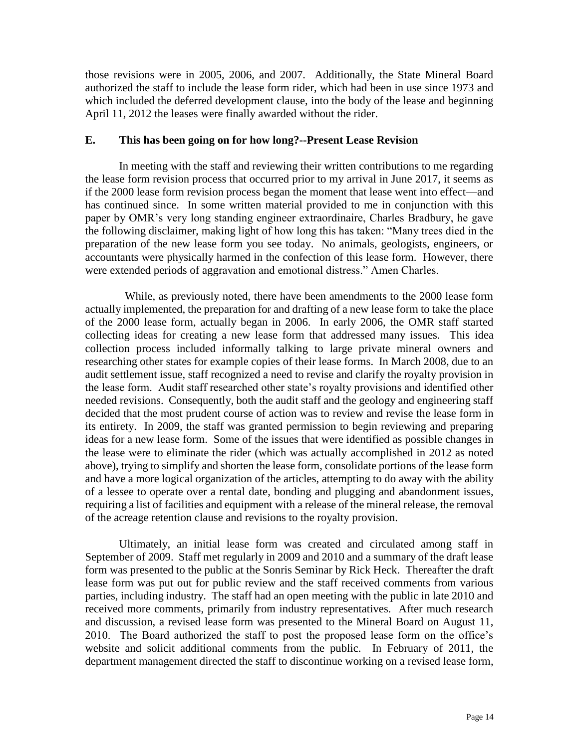those revisions were in 2005, 2006, and 2007. Additionally, the State Mineral Board authorized the staff to include the lease form rider, which had been in use since 1973 and which included the deferred development clause, into the body of the lease and beginning April 11, 2012 the leases were finally awarded without the rider.

### E. This has been going on for how long?--Present Lease Revision

In meeting with the staff and reviewing their written contributions to me regarding the lease form revision process that occurred prior to my arrival in June 2017, it seems as if the 2000 lease form revision process began the moment that lease went into effect—and has continued since. In some written material provided to me in conjunction with this paper by OMR's very long standing engineer extraordinaire, Charles Bradbury, he gave the following disclaimer, making light of how long this has taken: "Many trees died in the preparation of the new lease form you see today. No animals, geologists, engineers, or accountants were physically harmed in the confection of this lease form. However, there were extended periods of aggravation and emotional distress." Amen Charles.

While, as previously noted, there have been amendments to the 2000 lease form actually implemented, the preparation for and drafting of a new lease form to take the place of the 2000 lease form, actually began in 2006. In early 2006, the OMR staff started collecting ideas for creating a new lease form that addressed many issues. This idea collection process included informally talking to large private mineral owners and researching other states for example copies of their lease forms. In March 2008, due to an audit settlement issue, staff recognized a need to revise and clarify the royalty provision in the lease form. Audit staff researched other state's royalty provisions and identified other needed revisions. Consequently, both the audit staff and the geology and engineering staff decided that the most prudent course of action was to review and revise the lease form in its entirety. In 2009, the staff was granted permission to begin reviewing and preparing ideas for a new lease form. Some of the issues that were identified as possible changes in the lease were to eliminate the rider (which was actually accomplished in 2012 as noted above), trying to simplify and shorten the lease form, consolidate portions of the lease form and have a more logical organization of the articles, attempting to do away with the ability of a lessee to operate over a rental date, bonding and plugging and abandonment issues, requiring a list of facilities and equipment with a release of the mineral release, the removal of the acreage retention clause and revisions to the royalty provision.

Ultimately, an initial lease form was created and circulated among staff in September of 2009. Staff met regularly in 2009 and 2010 and a summary of the draft lease form was presented to the public at the Sonris Seminar by Rick Heck. Thereafter the draft lease form was put out for public review and the staff received comments from various parties, including industry. The staff had an open meeting with the public in late 2010 and received more comments, primarily from industry representatives. After much research and discussion, a revised lease form was presented to the Mineral Board on August 11, 2010. The Board authorized the staff to post the proposed lease form on the office's website and solicit additional comments from the public. In February of 2011, the department management directed the staff to discontinue working on a revised lease form,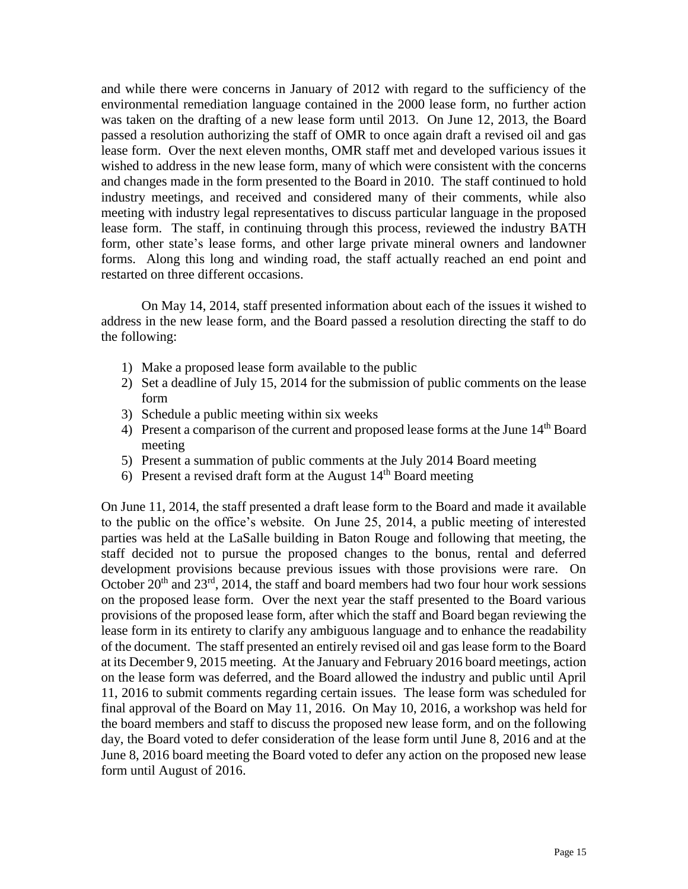and while there were concerns in January of 2012 with regard to the sufficiency of the environmental remediation language contained in the 2000 lease form, no further action was taken on the drafting of a new lease form until 2013. On June 12, 2013, the Board passed a resolution authorizing the staff of OMR to once again draft a revised oil and gas lease form. Over the next eleven months, OMR staff met and developed various issues it wished to address in the new lease form, many of which were consistent with the concerns and changes made in the form presented to the Board in 2010. The staff continued to hold industry meetings, and received and considered many of their comments, while also meeting with industry legal representatives to discuss particular language in the proposed lease form. The staff, in continuing through this process, reviewed the industry BATH form, other state's lease forms, and other large private mineral owners and landowner forms. Along this long and winding road, the staff actually reached an end point and restarted on three different occasions.

On May 14, 2014, staff presented information about each of the issues it wished to address in the new lease form, and the Board passed a resolution directing the staff to do the following:

1) Make a proposed lease form available to the public
2) Set a deadline of July 15, 2014 for the submission of public comments on the lease form
3) Schedule a public meeting within six weeks
4) Present a comparison of the current and proposed lease forms at the June 14th Board meeting
5) Present a summation of public comments at the July 2014 Board meeting
6) Present a revised draft form at the August 14th Board meeting

On June 11, 2014, the staff presented a draft lease form to the Board and made it available to the public on the office's website. On June 25, 2014, a public meeting of interested parties was held at the LaSalle building in Baton Rouge and following that meeting, the staff decided not to pursue the proposed changes to the bonus, rental and deferred development provisions because previous issues with those provisions were rare. On October 20th and 23rd, 2014, the staff and board members had two four hour work sessions on the proposed lease form. Over the next year the staff presented to the Board various provisions of the proposed lease form, after which the staff and Board began reviewing the lease form in its entirety to clarify any ambiguous language and to enhance the readability of the document. The staff presented an entirely revised oil and gas lease form to the Board at its December 9, 2015 meeting. At the January and February 2016 board meetings, action on the lease form was deferred, and the Board allowed the industry and public until April 11, 2016 to submit comments regarding certain issues. The lease form was scheduled for final approval of the Board on May 11, 2016. On May 10, 2016, a workshop was held for the board members and staff to discuss the proposed new lease form, and on the following day, the Board voted to defer consideration of the lease form until June 8, 2016 and at the June 8, 2016 board meeting the Board voted to defer any action on the proposed new lease form until August of 2016.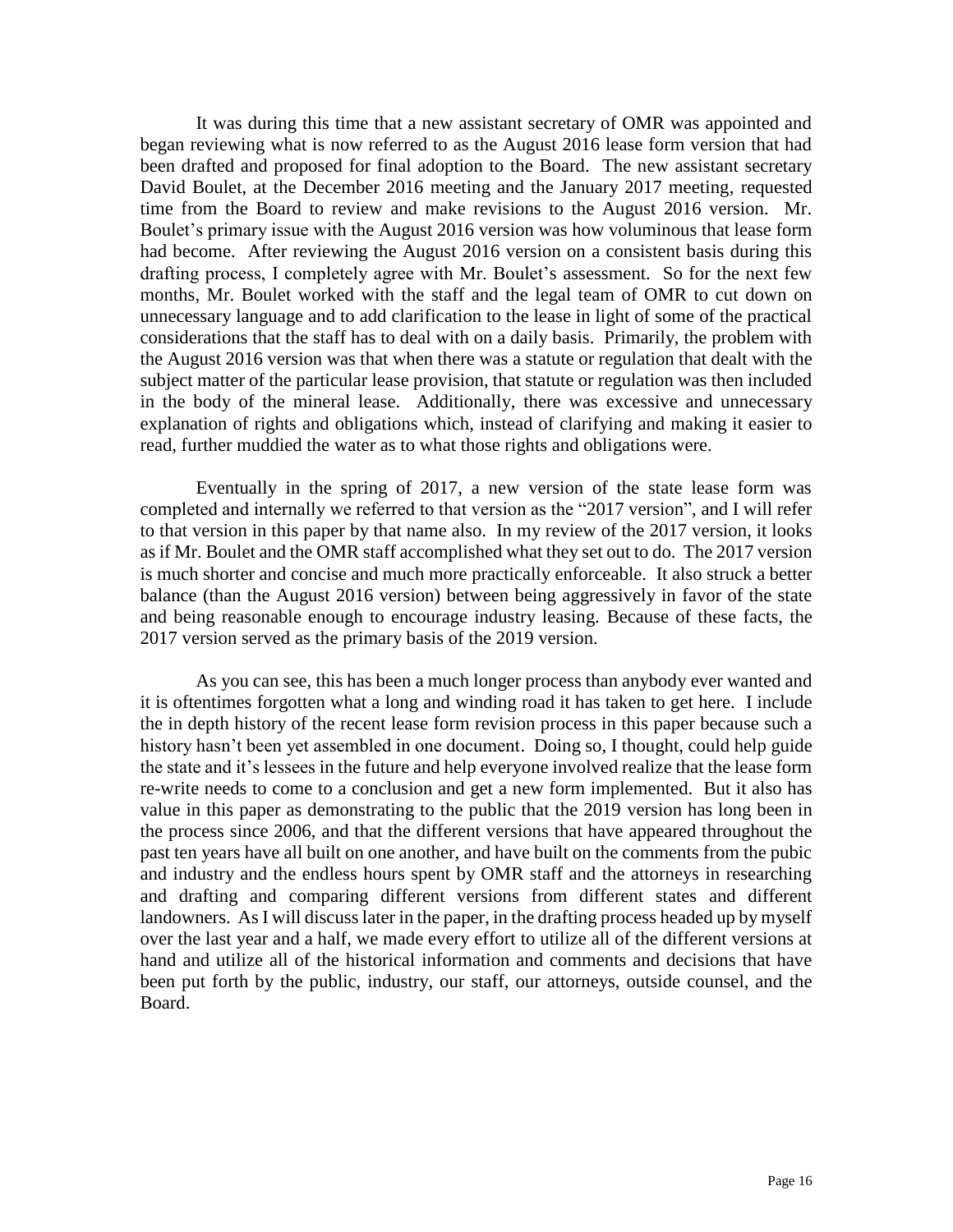It was during this time that a new assistant secretary of OMR was appointed and began reviewing what is now referred to as the August 2016 lease form version that had been drafted and proposed for final adoption to the Board. The new assistant secretary David Boulet, at the December 2016 meeting and the January 2017 meeting, requested time from the Board to review and make revisions to the August 2016 version. Mr. Boulet's primary issue with the August 2016 version was how voluminous that lease form had become. After reviewing the August 2016 version on a consistent basis during this drafting process, I completely agree with Mr. Boulet's assessment. So for the next few months, Mr. Boulet worked with the staff and the legal team of OMR to cut down on unnecessary language and to add clarification to the lease in light of some of the practical considerations that the staff has to deal with on a daily basis. Primarily, the problem with the August 2016 version was that when there was a statute or regulation that dealt with the subject matter of the particular lease provision, that statute or regulation was then included in the body of the mineral lease. Additionally, there was excessive and unnecessary explanation of rights and obligations which, instead of clarifying and making it easier to read, further muddied the water as to what those rights and obligations were.

Eventually in the spring of 2017, a new version of the state lease form was completed and internally we referred to that version as the "2017 version", and I will refer to that version in this paper by that name also. In my review of the 2017 version, it looks as if Mr. Boulet and the OMR staff accomplished what they set out to do. The 2017 version is much shorter and concise and much more practically enforceable. It also struck a better balance (than the August 2016 version) between being aggressively in favor of the state and being reasonable enough to encourage industry leasing. Because of these facts, the 2017 version served as the primary basis of the 2019 version.

As you can see, this has been a much longer process than anybody ever wanted and it is oftentimes forgotten what a long and winding road it has taken to get here. I include the in depth history of the recent lease form revision process in this paper because such a history hasn't been yet assembled in one document. Doing so, I thought, could help guide the state and it's lessees in the future and help everyone involved realize that the lease form re-write needs to come to a conclusion and get a new form implemented. But it also has value in this paper as demonstrating to the public that the 2019 version has long been in the process since 2006, and that the different versions that have appeared throughout the past ten years have all built on one another, and have built on the comments from the pubic and industry and the endless hours spent by OMR staff and the attorneys in researching and drafting and comparing different versions from different states and different landowners. As I will discuss later in the paper, in the drafting process headed up by myself over the last year and a half, we made every effort to utilize all of the different versions at hand and utilize all of the historical information and comments and decisions that have been put forth by the public, industry, our staff, our attorneys, outside counsel, and the Board.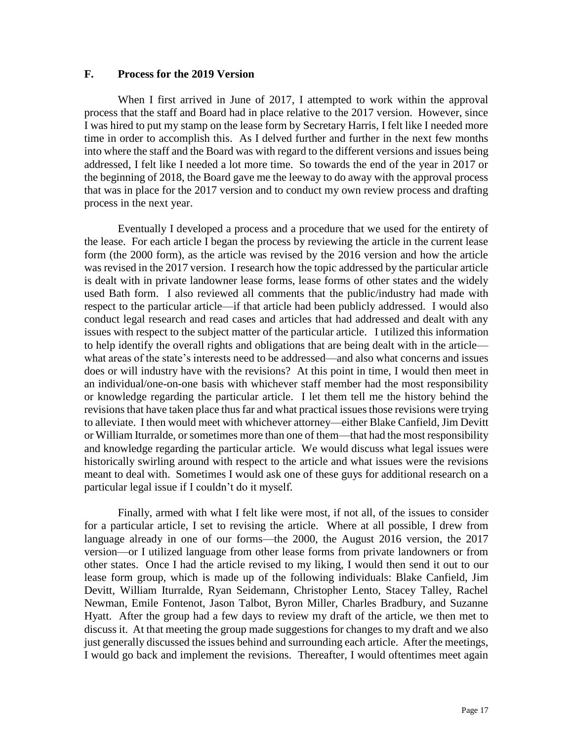## F. Process for the 2019 Version

When I first arrived in June of 2017, I attempted to work within the approval process that the staff and Board had in place relative to the 2017 version. However, since I was hired to put my stamp on the lease form by Secretary Harris, I felt like I needed more time in order to accomplish this. As I delved further and further in the next few months into where the staff and the Board was with regard to the different versions and issues being addressed, I felt like I needed a lot more time. So towards the end of the year in 2017 or the beginning of 2018, the Board gave me the leeway to do away with the approval process that was in place for the 2017 version and to conduct my own review process and drafting process in the next year.

Eventually I developed a process and a procedure that we used for the entirety of the lease. For each article I began the process by reviewing the article in the current lease form (the 2000 form), as the article was revised by the 2016 version and how the article was revised in the 2017 version. I research how the topic addressed by the particular article is dealt with in private landowner lease forms, lease forms of other states and the widely used Bath form. I also reviewed all comments that the public/industry had made with respect to the particular article—if that article had been publicly addressed. I would also conduct legal research and read cases and articles that had addressed and dealt with any issues with respect to the subject matter of the particular article. I utilized this information to help identify the overall rights and obligations that are being dealt with in the article—what areas of the state's interests need to be addressed—and also what concerns and issues does or will industry have with the revisions? At this point in time, I would then meet in an individual/one-on-one basis with whichever staff member had the most responsibility or knowledge regarding the particular article. I let them tell me the history behind the revisions that have taken place thus far and what practical issues those revisions were trying to alleviate. I then would meet with whichever attorney—either Blake Canfield, Jim Devitt or William Iturralde, or sometimes more than one of them—that had the most responsibility and knowledge regarding the particular article. We would discuss what legal issues were historically swirling around with respect to the article and what issues were the revisions meant to deal with. Sometimes I would ask one of these guys for additional research on a particular legal issue if I couldn't do it myself.

Finally, armed with what I felt like were most, if not all, of the issues to consider for a particular article, I set to revising the article. Where at all possible, I drew from language already in one of our forms—the 2000, the August 2016 version, the 2017 version—or I utilized language from other lease forms from private landowners or from other states. Once I had the article revised to my liking, I would then send it out to our lease form group, which is made up of the following individuals: Blake Canfield, Jim Devitt, William Iturralde, Ryan Seidemann, Christopher Lento, Stacey Talley, Rachel Newman, Emile Fontenot, Jason Talbot, Byron Miller, Charles Bradbury, and Suzanne Hyatt. After the group had a few days to review my draft of the article, we then met to discuss it. At that meeting the group made suggestions for changes to my draft and we also just generally discussed the issues behind and surrounding each article. After the meetings, I would go back and implement the revisions. Thereafter, I would oftentimes meet again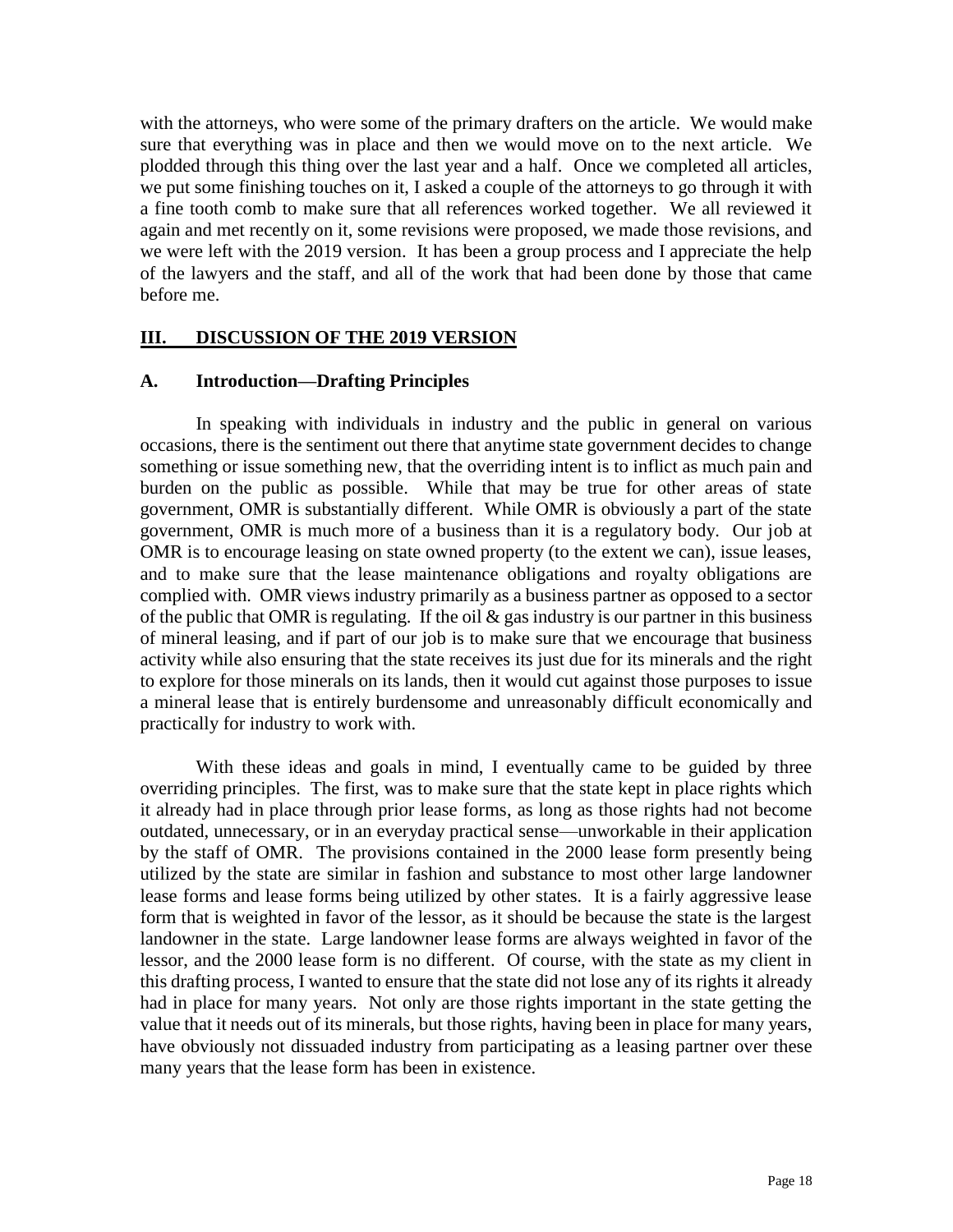with the attorneys, who were some of the primary drafters on the article. We would make sure that everything was in place and then we would move on to the next article. We plodded through this thing over the last year and a half. Once we completed all articles, we put some finishing touches on it, I asked a couple of the attorneys to go through it with a fine tooth comb to make sure that all references worked together. We all reviewed it again and met recently on it, some revisions were proposed, we made those revisions, and we were left with the 2019 version. It has been a group process and I appreciate the help of the lawyers and the staff, and all of the work that had been done by those that came before me.

## III. DISCUSSION OF THE 2019 VERSION

### A. Introduction—Drafting Principles

In speaking with individuals in industry and the public in general on various occasions, there is the sentiment out there that anytime state government decides to change something or issue something new, that the overriding intent is to inflict as much pain and burden on the public as possible. While that may be true for other areas of state government, OMR is substantially different. While OMR is obviously a part of the state government, OMR is much more of a business than it is a regulatory body. Our job at OMR is to encourage leasing on state owned property (to the extent we can), issue leases, and to make sure that the lease maintenance obligations and royalty obligations are complied with. OMR views industry primarily as a business partner as opposed to a sector of the public that OMR is regulating. If the oil & gas industry is our partner in this business of mineral leasing, and if part of our job is to make sure that we encourage that business activity while also ensuring that the state receives its just due for its minerals and the right to explore for those minerals on its lands, then it would cut against those purposes to issue a mineral lease that is entirely burdensome and unreasonably difficult economically and practically for industry to work with.

With these ideas and goals in mind, I eventually came to be guided by three overriding principles. The first, was to make sure that the state kept in place rights which it already had in place through prior lease forms, as long as those rights had not become outdated, unnecessary, or in an everyday practical sense—unworkable in their application by the staff of OMR. The provisions contained in the 2000 lease form presently being utilized by the state are similar in fashion and substance to most other large landowner lease forms and lease forms being utilized by other states. It is a fairly aggressive lease form that is weighted in favor of the lessor, as it should be because the state is the largest landowner in the state. Large landowner lease forms are always weighted in favor of the lessor, and the 2000 lease form is no different. Of course, with the state as my client in this drafting process, I wanted to ensure that the state did not lose any of its rights it already had in place for many years. Not only are those rights important in the state getting the value that it needs out of its minerals, but those rights, having been in place for many years, have obviously not dissuaded industry from participating as a leasing partner over these many years that the lease form has been in existence.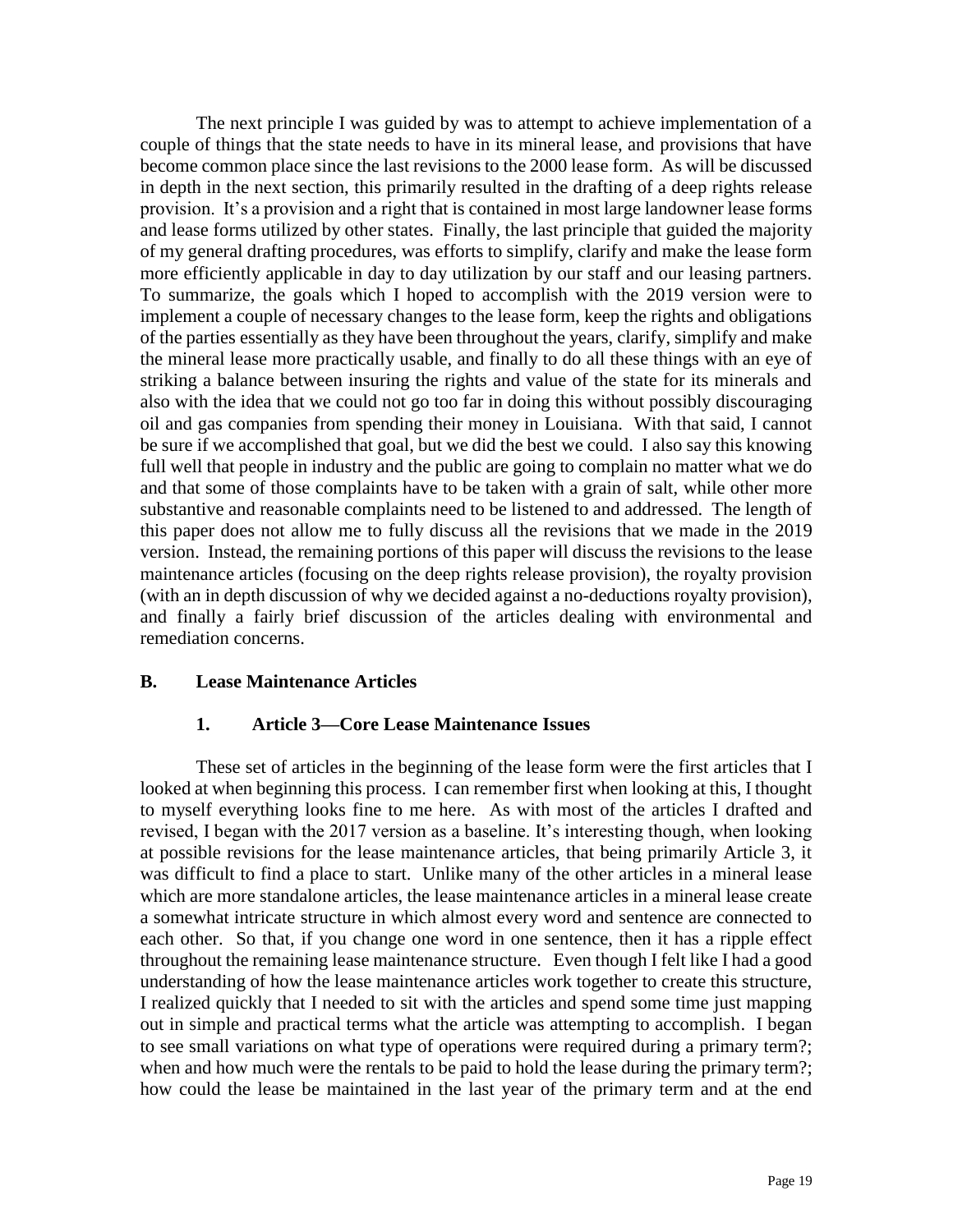The next principle I was guided by was to attempt to achieve implementation of a couple of things that the state needs to have in its mineral lease, and provisions that have become common place since the last revisions to the 2000 lease form. As will be discussed in depth in the next section, this primarily resulted in the drafting of a deep rights release provision. It's a provision and a right that is contained in most large landowner lease forms and lease forms utilized by other states. Finally, the last principle that guided the majority of my general drafting procedures, was efforts to simplify, clarify and make the lease form more efficiently applicable in day to day utilization by our staff and our leasing partners. To summarize, the goals which I hoped to accomplish with the 2019 version were to implement a couple of necessary changes to the lease form, keep the rights and obligations of the parties essentially as they have been throughout the years, clarify, simplify and make the mineral lease more practically usable, and finally to do all these things with an eye of striking a balance between insuring the rights and value of the state for its minerals and also with the idea that we could not go too far in doing this without possibly discouraging oil and gas companies from spending their money in Louisiana. With that said, I cannot be sure if we accomplished that goal, but we did the best we could. I also say this knowing full well that people in industry and the public are going to complain no matter what we do and that some of those complaints have to be taken with a grain of salt, while other more substantive and reasonable complaints need to be listened to and addressed. The length of this paper does not allow me to fully discuss all the revisions that we made in the 2019 version. Instead, the remaining portions of this paper will discuss the revisions to the lease maintenance articles (focusing on the deep rights release provision), the royalty provision (with an in depth discussion of why we decided against a no-deductions royalty provision), and finally a fairly brief discussion of the articles dealing with environmental and remediation concerns.

## B. Lease Maintenance Articles

### 1. Article 3—Core Lease Maintenance Issues

These set of articles in the beginning of the lease form were the first articles that I looked at when beginning this process. I can remember first when looking at this, I thought to myself everything looks fine to me here. As with most of the articles I drafted and revised, I began with the 2017 version as a baseline. It's interesting though, when looking at possible revisions for the lease maintenance articles, that being primarily Article 3, it was difficult to find a place to start. Unlike many of the other articles in a mineral lease which are more standalone articles, the lease maintenance articles in a mineral lease create a somewhat intricate structure in which almost every word and sentence are connected to each other. So that, if you change one word in one sentence, then it has a ripple effect throughout the remaining lease maintenance structure. Even though I felt like I had a good understanding of how the lease maintenance articles work together to create this structure, I realized quickly that I needed to sit with the articles and spend some time just mapping out in simple and practical terms what the article was attempting to accomplish. I began to see small variations on what type of operations were required during a primary term?; when and how much were the rentals to be paid to hold the lease during the primary term?; how could the lease be maintained in the last year of the primary term and at the end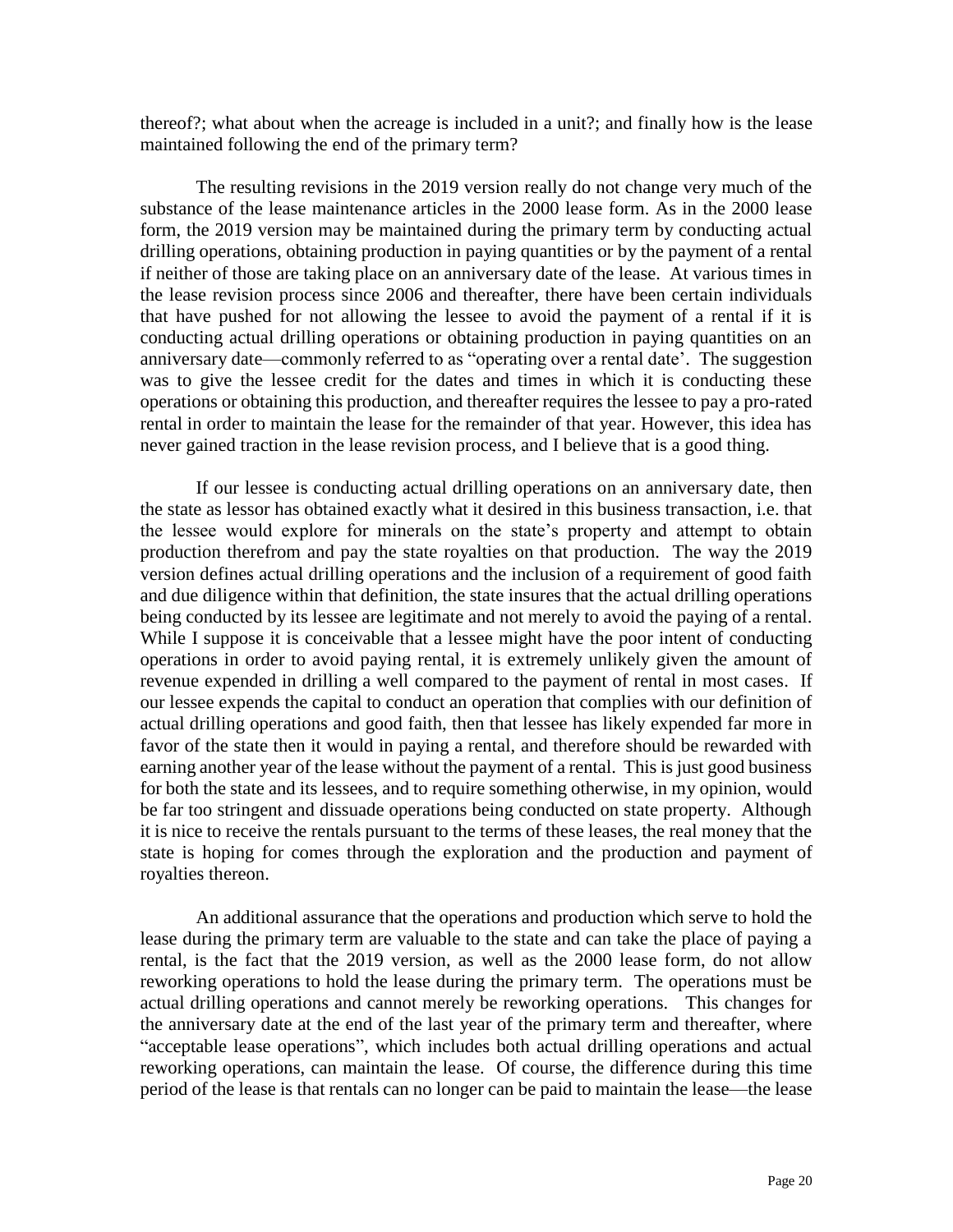thereof?; what about when the acreage is included in a unit?; and finally how is the lease maintained following the end of the primary term?

The resulting revisions in the 2019 version really do not change very much of the substance of the lease maintenance articles in the 2000 lease form. As in the 2000 lease form, the 2019 version may be maintained during the primary term by conducting actual drilling operations, obtaining production in paying quantities or by the payment of a rental if neither of those are taking place on an anniversary date of the lease. At various times in the lease revision process since 2006 and thereafter, there have been certain individuals that have pushed for not allowing the lessee to avoid the payment of a rental if it is conducting actual drilling operations or obtaining production in paying quantities on an anniversary date—commonly referred to as "operating over a rental date'. The suggestion was to give the lessee credit for the dates and times in which it is conducting these operations or obtaining this production, and thereafter requires the lessee to pay a pro-rated rental in order to maintain the lease for the remainder of that year. However, this idea has never gained traction in the lease revision process, and I believe that is a good thing.

If our lessee is conducting actual drilling operations on an anniversary date, then the state as lessor has obtained exactly what it desired in this business transaction, i.e. that the lessee would explore for minerals on the state's property and attempt to obtain production therefrom and pay the state royalties on that production. The way the 2019 version defines actual drilling operations and the inclusion of a requirement of good faith and due diligence within that definition, the state insures that the actual drilling operations being conducted by its lessee are legitimate and not merely to avoid the paying of a rental. While I suppose it is conceivable that a lessee might have the poor intent of conducting operations in order to avoid paying rental, it is extremely unlikely given the amount of revenue expended in drilling a well compared to the payment of rental in most cases. If our lessee expends the capital to conduct an operation that complies with our definition of actual drilling operations and good faith, then that lessee has likely expended far more in favor of the state then it would in paying a rental, and therefore should be rewarded with earning another year of the lease without the payment of a rental. This is just good business for both the state and its lessees, and to require something otherwise, in my opinion, would be far too stringent and dissuade operations being conducted on state property. Although it is nice to receive the rentals pursuant to the terms of these leases, the real money that the state is hoping for comes through the exploration and the production and payment of royalties thereon.

An additional assurance that the operations and production which serve to hold the lease during the primary term are valuable to the state and can take the place of paying a rental, is the fact that the 2019 version, as well as the 2000 lease form, do not allow reworking operations to hold the lease during the primary term. The operations must be actual drilling operations and cannot merely be reworking operations. This changes for the anniversary date at the end of the last year of the primary term and thereafter, where "acceptable lease operations", which includes both actual drilling operations and actual reworking operations, can maintain the lease. Of course, the difference during this time period of the lease is that rentals can no longer can be paid to maintain the lease—the lease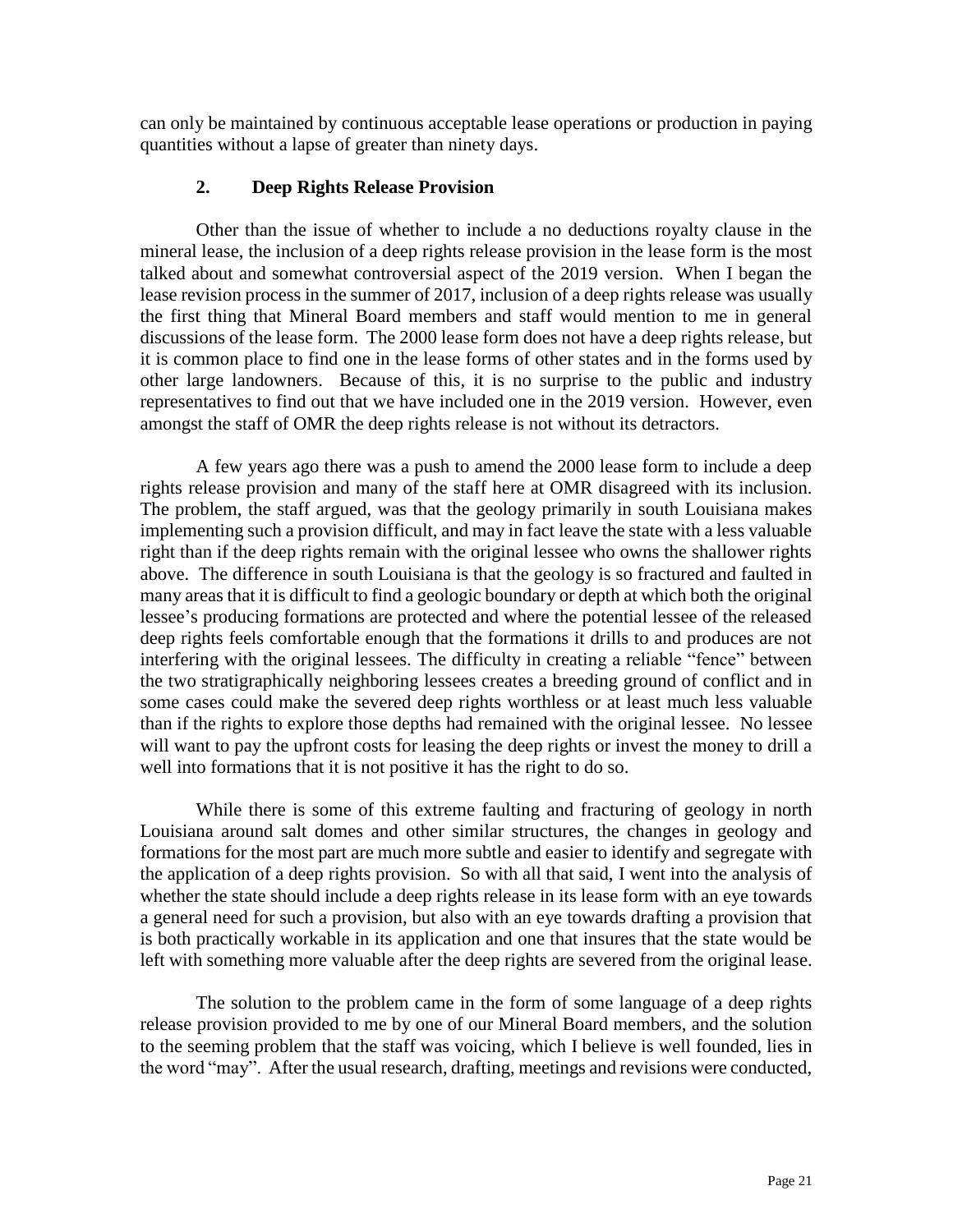can only be maintained by continuous acceptable lease operations or production in paying quantities without a lapse of greater than ninety days.

### 2. Deep Rights Release Provision

Other than the issue of whether to include a no deductions royalty clause in the mineral lease, the inclusion of a deep rights release provision in the lease form is the most talked about and somewhat controversial aspect of the 2019 version. When I began the lease revision process in the summer of 2017, inclusion of a deep rights release was usually the first thing that Mineral Board members and staff would mention to me in general discussions of the lease form. The 2000 lease form does not have a deep rights release, but it is common place to find one in the lease forms of other states and in the forms used by other large landowners. Because of this, it is no surprise to the public and industry representatives to find out that we have included one in the 2019 version. However, even amongst the staff of OMR the deep rights release is not without its detractors.

A few years ago there was a push to amend the 2000 lease form to include a deep rights release provision and many of the staff here at OMR disagreed with its inclusion. The problem, the staff argued, was that the geology primarily in south Louisiana makes implementing such a provision difficult, and may in fact leave the state with a less valuable right than if the deep rights remain with the original lessee who owns the shallower rights above. The difference in south Louisiana is that the geology is so fractured and faulted in many areas that it is difficult to find a geologic boundary or depth at which both the original lessee's producing formations are protected and where the potential lessee of the released deep rights feels comfortable enough that the formations it drills to and produces are not interfering with the original lessees. The difficulty in creating a reliable "fence" between the two stratigraphically neighboring lessees creates a breeding ground of conflict and in some cases could make the severed deep rights worthless or at least much less valuable than if the rights to explore those depths had remained with the original lessee. No lessee will want to pay the upfront costs for leasing the deep rights or invest the money to drill a well into formations that it is not positive it has the right to do so.

While there is some of this extreme faulting and fracturing of geology in north Louisiana around salt domes and other similar structures, the changes in geology and formations for the most part are much more subtle and easier to identify and segregate with the application of a deep rights provision. So with all that said, I went into the analysis of whether the state should include a deep rights release in its lease form with an eye towards a general need for such a provision, but also with an eye towards drafting a provision that is both practically workable in its application and one that insures that the state would be left with something more valuable after the deep rights are severed from the original lease.

The solution to the problem came in the form of some language of a deep rights release provision provided to me by one of our Mineral Board members, and the solution to the seeming problem that the staff was voicing, which I believe is well founded, lies in the word "may". After the usual research, drafting, meetings and revisions were conducted,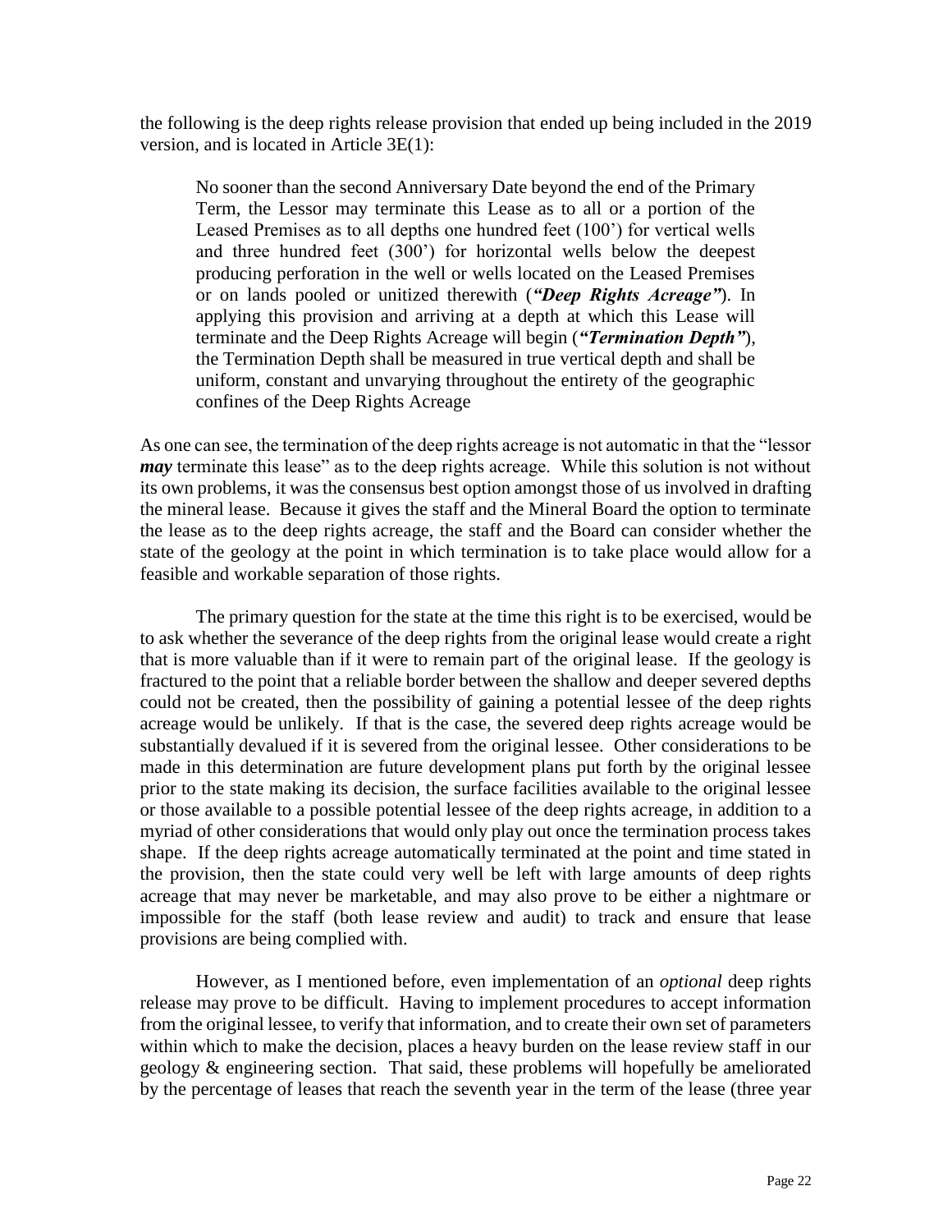the following is the deep rights release provision that ended up being included in the 2019 version, and is located in Article 3E(1):

> No sooner than the second Anniversary Date beyond the end of the Primary Term, the Lessor may terminate this Lease as to all or a portion of the Leased Premises as to all depths one hundred feet (100') for vertical wells and three hundred feet (300') for horizontal wells below the deepest producing perforation in the well or wells located on the Leased Premises or on lands pooled or unitized therewith (***"Deep Rights Acreage"***). In applying this provision and arriving at a depth at which this Lease will terminate and the Deep Rights Acreage will begin (***"Termination Depth"***), the Termination Depth shall be measured in true vertical depth and shall be uniform, constant and unvarying throughout the entirety of the geographic confines of the Deep Rights Acreage

As one can see, the termination of the deep rights acreage is not automatic in that the "lessor ***may*** terminate this lease" as to the deep rights acreage. While this solution is not without its own problems, it was the consensus best option amongst those of us involved in drafting the mineral lease. Because it gives the staff and the Mineral Board the option to terminate the lease as to the deep rights acreage, the staff and the Board can consider whether the state of the geology at the point in which termination is to take place would allow for a feasible and workable separation of those rights.

The primary question for the state at the time this right is to be exercised, would be to ask whether the severance of the deep rights from the original lease would create a right that is more valuable than if it were to remain part of the original lease. If the geology is fractured to the point that a reliable border between the shallow and deeper severed depths could not be created, then the possibility of gaining a potential lessee of the deep rights acreage would be unlikely. If that is the case, the severed deep rights acreage would be substantially devalued if it is severed from the original lessee. Other considerations to be made in this determination are future development plans put forth by the original lessee prior to the state making its decision, the surface facilities available to the original lessee or those available to a possible potential lessee of the deep rights acreage, in addition to a myriad of other considerations that would only play out once the termination process takes shape. If the deep rights acreage automatically terminated at the point and time stated in the provision, then the state could very well be left with large amounts of deep rights acreage that may never be marketable, and may also prove to be either a nightmare or impossible for the staff (both lease review and audit) to track and ensure that lease provisions are being complied with.

However, as I mentioned before, even implementation of an *optional* deep rights release may prove to be difficult. Having to implement procedures to accept information from the original lessee, to verify that information, and to create their own set of parameters within which to make the decision, places a heavy burden on the lease review staff in our geology & engineering section. That said, these problems will hopefully be ameliorated by the percentage of leases that reach the seventh year in the term of the lease (three year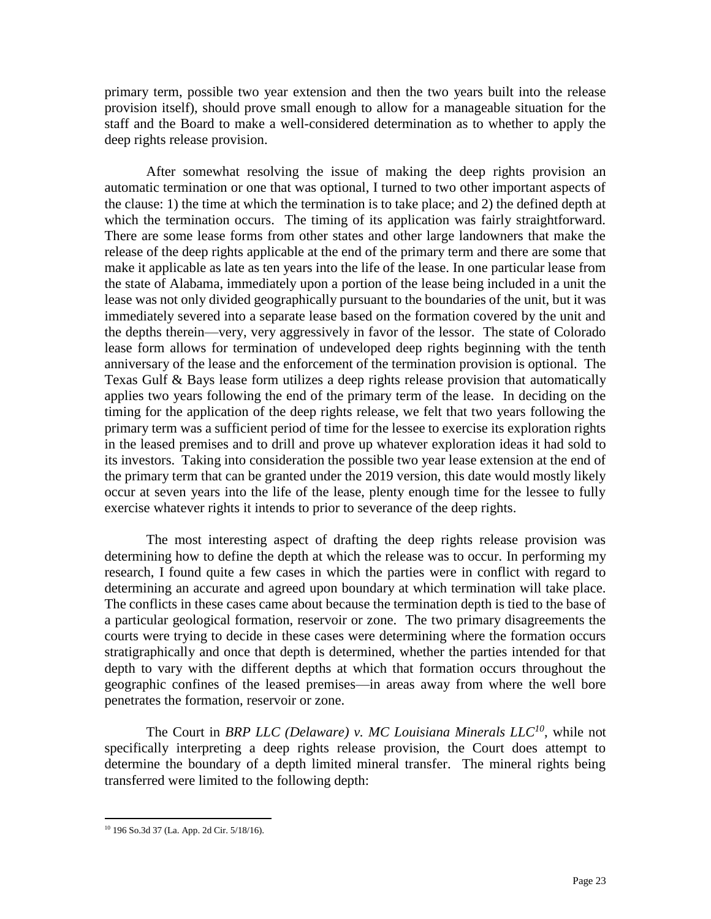primary term, possible two year extension and then the two years built into the release provision itself), should prove small enough to allow for a manageable situation for the staff and the Board to make a well-considered determination as to whether to apply the deep rights release provision.

After somewhat resolving the issue of making the deep rights provision an automatic termination or one that was optional, I turned to two other important aspects of the clause: 1) the time at which the termination is to take place; and 2) the defined depth at which the termination occurs. The timing of its application was fairly straightforward. There are some lease forms from other states and other large landowners that make the release of the deep rights applicable at the end of the primary term and there are some that make it applicable as late as ten years into the life of the lease. In one particular lease from the state of Alabama, immediately upon a portion of the lease being included in a unit the lease was not only divided geographically pursuant to the boundaries of the unit, but it was immediately severed into a separate lease based on the formation covered by the unit and the depths therein—very, very aggressively in favor of the lessor. The state of Colorado lease form allows for termination of undeveloped deep rights beginning with the tenth anniversary of the lease and the enforcement of the termination provision is optional. The Texas Gulf & Bays lease form utilizes a deep rights release provision that automatically applies two years following the end of the primary term of the lease. In deciding on the timing for the application of the deep rights release, we felt that two years following the primary term was a sufficient period of time for the lessee to exercise its exploration rights in the leased premises and to drill and prove up whatever exploration ideas it had sold to its investors. Taking into consideration the possible two year lease extension at the end of the primary term that can be granted under the 2019 version, this date would mostly likely occur at seven years into the life of the lease, plenty enough time for the lessee to fully exercise whatever rights it intends to prior to severance of the deep rights.

The most interesting aspect of drafting the deep rights release provision was determining how to define the depth at which the release was to occur. In performing my research, I found quite a few cases in which the parties were in conflict with regard to determining an accurate and agreed upon boundary at which termination will take place. The conflicts in these cases came about because the termination depth is tied to the base of a particular geological formation, reservoir or zone. The two primary disagreements the courts were trying to decide in these cases were determining where the formation occurs stratigraphically and once that depth is determined, whether the parties intended for that depth to vary with the different depths at which that formation occurs throughout the geographic confines of the leased premises—in areas away from where the well bore penetrates the formation, reservoir or zone.

The Court in *BRP LLC (Delaware) v. MC Louisiana Minerals LLC*[10], while not specifically interpreting a deep rights release provision, the Court does attempt to determine the boundary of a depth limited mineral transfer. The mineral rights being transferred were limited to the following depth:

---

[10] 196 So.3d 37 (La. App. 2d Cir. 5/18/16).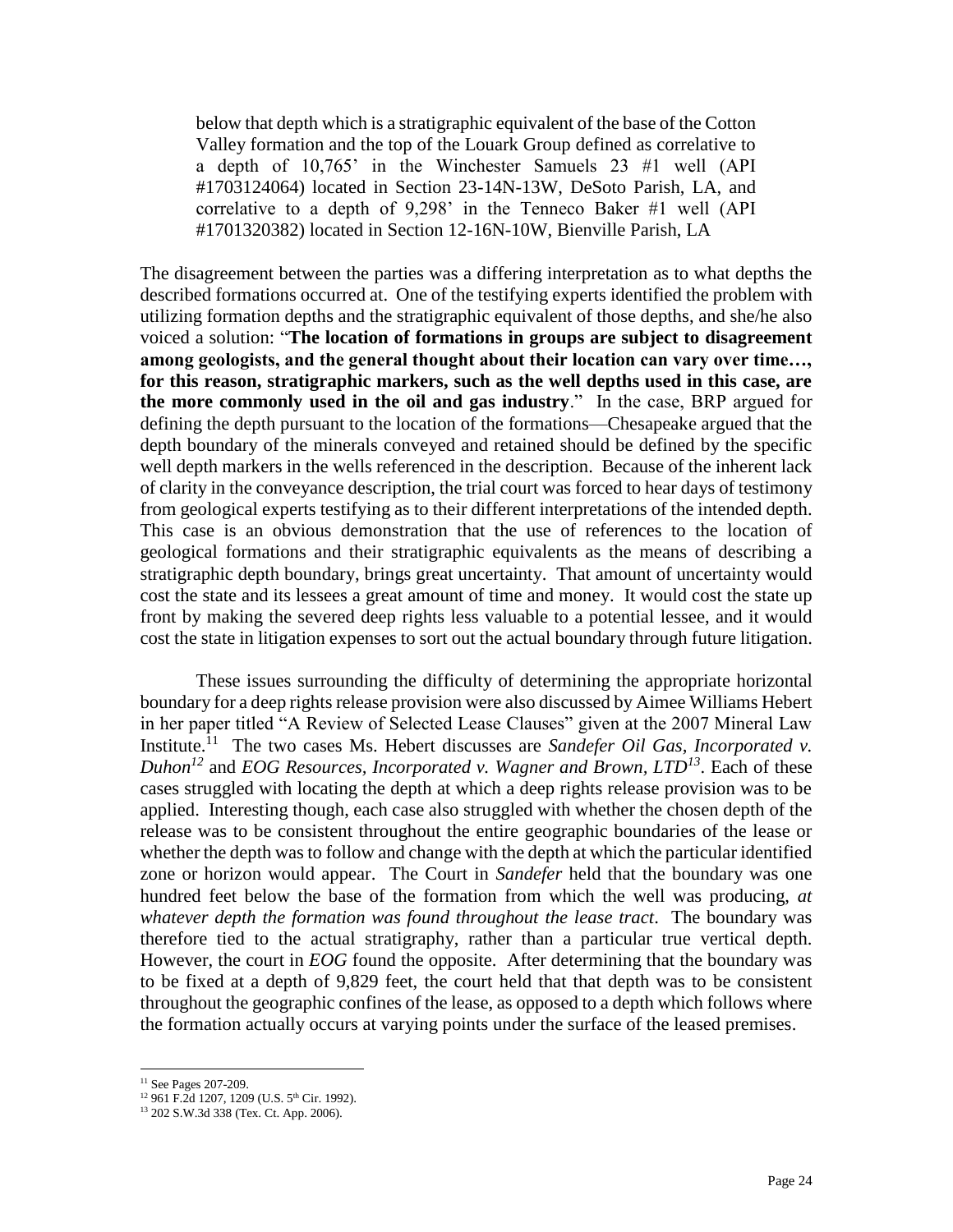> below that depth which is a stratigraphic equivalent of the base of the Cotton Valley formation and the top of the Louark Group defined as correlative to a depth of 10,765' in the Winchester Samuels 23 #1 well (API #1703124064) located in Section 23-14N-13W, DeSoto Parish, LA, and correlative to a depth of 9,298' in the Tenneco Baker #1 well (API #1701320382) located in Section 12-16N-10W, Bienville Parish, LA

The disagreement between the parties was a differing interpretation as to what depths the described formations occurred at. One of the testifying experts identified the problem with utilizing formation depths and the stratigraphic equivalent of those depths, and she/he also voiced a solution: "**The location of formations in groups are subject to disagreement among geologists, and the general thought about their location can vary over time…, for this reason, stratigraphic markers, such as the well depths used in this case, are the more commonly used in the oil and gas industry**." In the case, BRP argued for defining the depth pursuant to the location of the formations—Chesapeake argued that the depth boundary of the minerals conveyed and retained should be defined by the specific well depth markers in the wells referenced in the description. Because of the inherent lack of clarity in the conveyance description, the trial court was forced to hear days of testimony from geological experts testifying as to their different interpretations of the intended depth. This case is an obvious demonstration that the use of references to the location of geological formations and their stratigraphic equivalents as the means of describing a stratigraphic depth boundary, brings great uncertainty. That amount of uncertainty would cost the state and its lessees a great amount of time and money. It would cost the state up front by making the severed deep rights less valuable to a potential lessee, and it would cost the state in litigation expenses to sort out the actual boundary through future litigation.

These issues surrounding the difficulty of determining the appropriate horizontal boundary for a deep rights release provision were also discussed by Aimee Williams Hebert in her paper titled "A Review of Selected Lease Clauses" given at the 2007 Mineral Law Institute.[11] The two cases Ms. Hebert discusses are *Sandefer Oil Gas, Incorporated v. Duhon*[12] and *EOG Resources, Incorporated v. Wagner and Brown, LTD*[13]. Each of these cases struggled with locating the depth at which a deep rights release provision was to be applied. Interesting though, each case also struggled with whether the chosen depth of the release was to be consistent throughout the entire geographic boundaries of the lease or whether the depth was to follow and change with the depth at which the particular identified zone or horizon would appear. The Court in *Sandefer* held that the boundary was one hundred feet below the base of the formation from which the well was producing, *at whatever depth the formation was found throughout the lease tract*. The boundary was therefore tied to the actual stratigraphy, rather than a particular true vertical depth. However, the court in *EOG* found the opposite. After determining that the boundary was to be fixed at a depth of 9,829 feet, the court held that that depth was to be consistent throughout the geographic confines of the lease, as opposed to a depth which follows where the formation actually occurs at varying points under the surface of the leased premises.

---

[11] See Pages 207-209.

[12] 961 F.2d 1207, 1209 (U.S. 5th Cir. 1992).

[13] 202 S.W.3d 338 (Tex. Ct. App. 2006).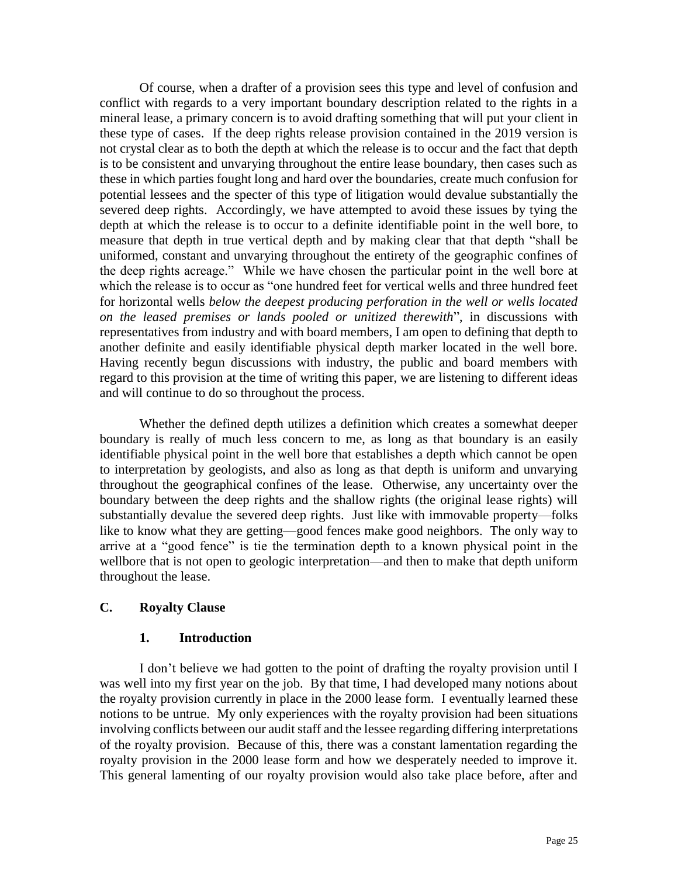Of course, when a drafter of a provision sees this type and level of confusion and conflict with regards to a very important boundary description related to the rights in a mineral lease, a primary concern is to avoid drafting something that will put your client in these type of cases. If the deep rights release provision contained in the 2019 version is not crystal clear as to both the depth at which the release is to occur and the fact that depth is to be consistent and unvarying throughout the entire lease boundary, then cases such as these in which parties fought long and hard over the boundaries, create much confusion for potential lessees and the specter of this type of litigation would devalue substantially the severed deep rights. Accordingly, we have attempted to avoid these issues by tying the depth at which the release is to occur to a definite identifiable point in the well bore, to measure that depth in true vertical depth and by making clear that that depth "shall be uniformed, constant and unvarying throughout the entirety of the geographic confines of the deep rights acreage." While we have chosen the particular point in the well bore at which the release is to occur as "one hundred feet for vertical wells and three hundred feet for horizontal wells *below the deepest producing perforation in the well or wells located on the leased premises or lands pooled or unitized therewith*", in discussions with representatives from industry and with board members, I am open to defining that depth to another definite and easily identifiable physical depth marker located in the well bore. Having recently begun discussions with industry, the public and board members with regard to this provision at the time of writing this paper, we are listening to different ideas and will continue to do so throughout the process.

Whether the defined depth utilizes a definition which creates a somewhat deeper boundary is really of much less concern to me, as long as that boundary is an easily identifiable physical point in the well bore that establishes a depth which cannot be open to interpretation by geologists, and also as long as that depth is uniform and unvarying throughout the geographical confines of the lease. Otherwise, any uncertainty over the boundary between the deep rights and the shallow rights (the original lease rights) will substantially devalue the severed deep rights. Just like with immovable property—folks like to know what they are getting—good fences make good neighbors. The only way to arrive at a "good fence" is tie the termination depth to a known physical point in the wellbore that is not open to geologic interpretation—and then to make that depth uniform throughout the lease.

### C. Royalty Clause

#### 1. Introduction

I don't believe we had gotten to the point of drafting the royalty provision until I was well into my first year on the job. By that time, I had developed many notions about the royalty provision currently in place in the 2000 lease form. I eventually learned these notions to be untrue. My only experiences with the royalty provision had been situations involving conflicts between our audit staff and the lessee regarding differing interpretations of the royalty provision. Because of this, there was a constant lamentation regarding the royalty provision in the 2000 lease form and how we desperately needed to improve it. This general lamenting of our royalty provision would also take place before, after and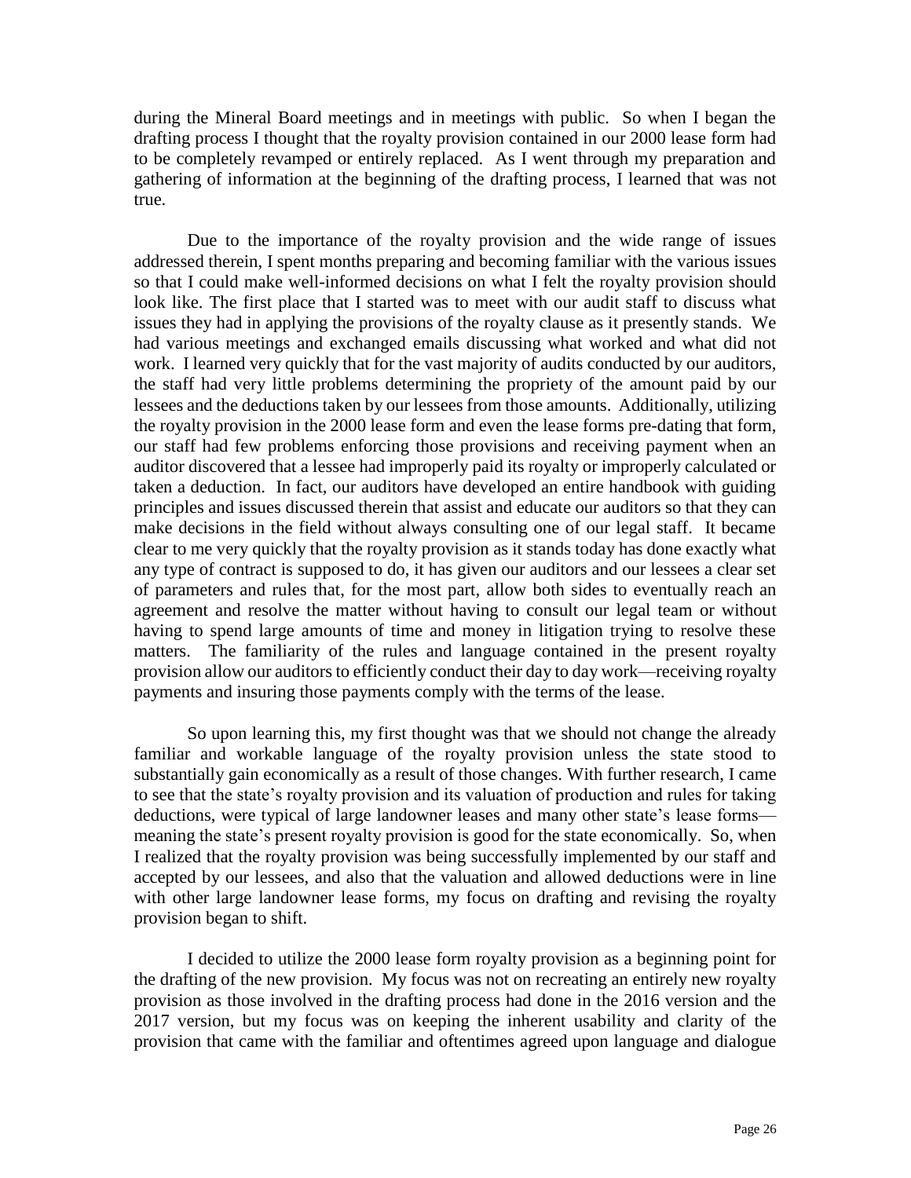during the Mineral Board meetings and in meetings with public. So when I began the drafting process I thought that the royalty provision contained in our 2000 lease form had to be completely revamped or entirely replaced. As I went through my preparation and gathering of information at the beginning of the drafting process, I learned that was not true.

Due to the importance of the royalty provision and the wide range of issues addressed therein, I spent months preparing and becoming familiar with the various issues so that I could make well-informed decisions on what I felt the royalty provision should look like. The first place that I started was to meet with our audit staff to discuss what issues they had in applying the provisions of the royalty clause as it presently stands. We had various meetings and exchanged emails discussing what worked and what did not work. I learned very quickly that for the vast majority of audits conducted by our auditors, the staff had very little problems determining the propriety of the amount paid by our lessees and the deductions taken by our lessees from those amounts. Additionally, utilizing the royalty provision in the 2000 lease form and even the lease forms pre-dating that form, our staff had few problems enforcing those provisions and receiving payment when an auditor discovered that a lessee had improperly paid its royalty or improperly calculated or taken a deduction. In fact, our auditors have developed an entire handbook with guiding principles and issues discussed therein that assist and educate our auditors so that they can make decisions in the field without always consulting one of our legal staff. It became clear to me very quickly that the royalty provision as it stands today has done exactly what any type of contract is supposed to do, it has given our auditors and our lessees a clear set of parameters and rules that, for the most part, allow both sides to eventually reach an agreement and resolve the matter without having to consult our legal team or without having to spend large amounts of time and money in litigation trying to resolve these matters. The familiarity of the rules and language contained in the present royalty provision allow our auditors to efficiently conduct their day to day work—receiving royalty payments and insuring those payments comply with the terms of the lease.

So upon learning this, my first thought was that we should not change the already familiar and workable language of the royalty provision unless the state stood to substantially gain economically as a result of those changes. With further research, I came to see that the state's royalty provision and its valuation of production and rules for taking deductions, were typical of large landowner leases and many other state's lease forms—meaning the state's present royalty provision is good for the state economically. So, when I realized that the royalty provision was being successfully implemented by our staff and accepted by our lessees, and also that the valuation and allowed deductions were in line with other large landowner lease forms, my focus on drafting and revising the royalty provision began to shift.

I decided to utilize the 2000 lease form royalty provision as a beginning point for the drafting of the new provision. My focus was not on recreating an entirely new royalty provision as those involved in the drafting process had done in the 2016 version and the 2017 version, but my focus was on keeping the inherent usability and clarity of the provision that came with the familiar and oftentimes agreed upon language and dialogue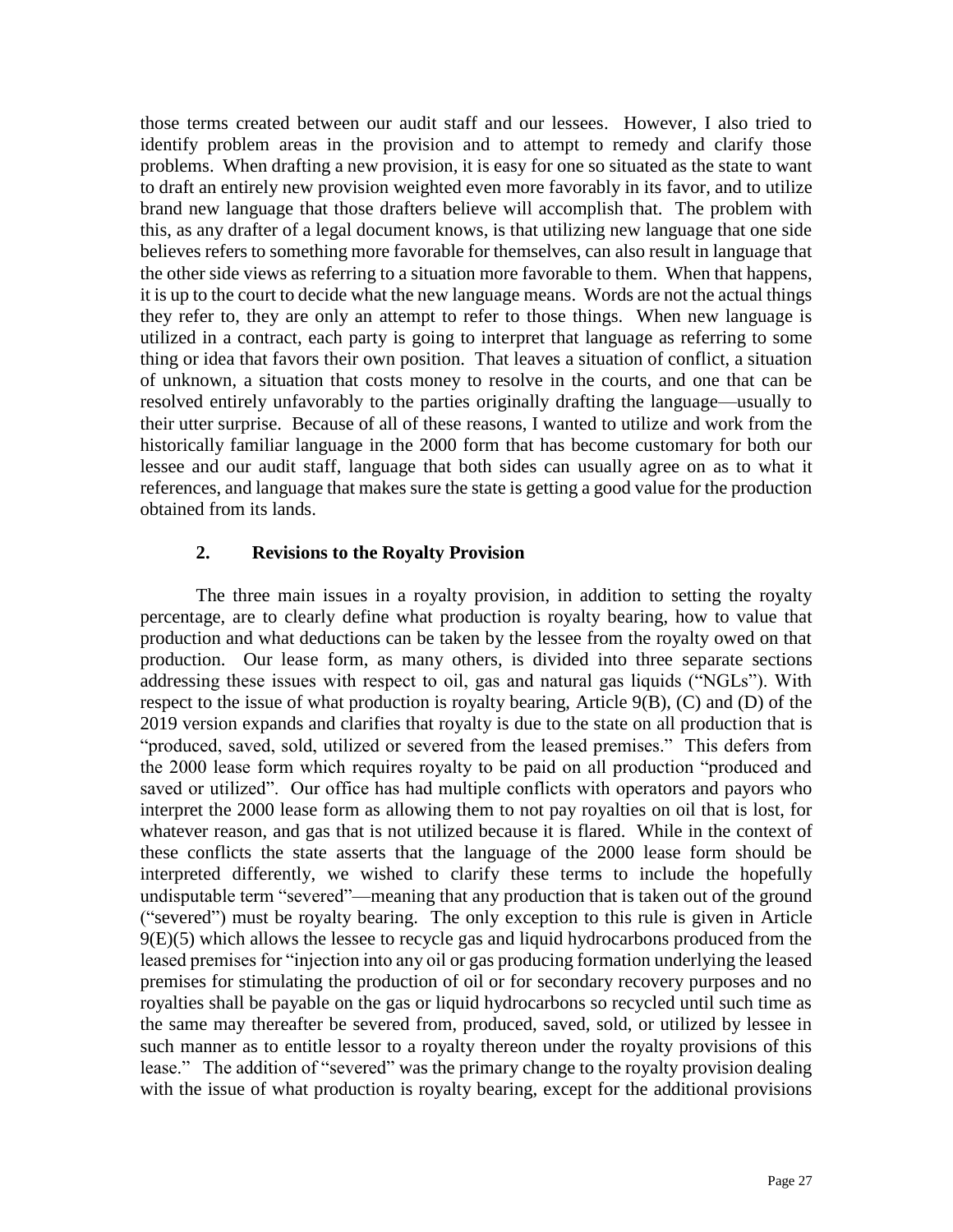those terms created between our audit staff and our lessees. However, I also tried to identify problem areas in the provision and to attempt to remedy and clarify those problems. When drafting a new provision, it is easy for one so situated as the state to want to draft an entirely new provision weighted even more favorably in its favor, and to utilize brand new language that those drafters believe will accomplish that. The problem with this, as any drafter of a legal document knows, is that utilizing new language that one side believes refers to something more favorable for themselves, can also result in language that the other side views as referring to a situation more favorable to them. When that happens, it is up to the court to decide what the new language means. Words are not the actual things they refer to, they are only an attempt to refer to those things. When new language is utilized in a contract, each party is going to interpret that language as referring to some thing or idea that favors their own position. That leaves a situation of conflict, a situation of unknown, a situation that costs money to resolve in the courts, and one that can be resolved entirely unfavorably to the parties originally drafting the language—usually to their utter surprise. Because of all of these reasons, I wanted to utilize and work from the historically familiar language in the 2000 form that has become customary for both our lessee and our audit staff, language that both sides can usually agree on as to what it references, and language that makes sure the state is getting a good value for the production obtained from its lands.

### 2. Revisions to the Royalty Provision

The three main issues in a royalty provision, in addition to setting the royalty percentage, are to clearly define what production is royalty bearing, how to value that production and what deductions can be taken by the lessee from the royalty owed on that production. Our lease form, as many others, is divided into three separate sections addressing these issues with respect to oil, gas and natural gas liquids ("NGLs"). With respect to the issue of what production is royalty bearing, Article 9(B), (C) and (D) of the 2019 version expands and clarifies that royalty is due to the state on all production that is "produced, saved, sold, utilized or severed from the leased premises." This defers from the 2000 lease form which requires royalty to be paid on all production "produced and saved or utilized". Our office has had multiple conflicts with operators and payors who interpret the 2000 lease form as allowing them to not pay royalties on oil that is lost, for whatever reason, and gas that is not utilized because it is flared. While in the context of these conflicts the state asserts that the language of the 2000 lease form should be interpreted differently, we wished to clarify these terms to include the hopefully undisputable term "severed"—meaning that any production that is taken out of the ground ("severed") must be royalty bearing. The only exception to this rule is given in Article 9(E)(5) which allows the lessee to recycle gas and liquid hydrocarbons produced from the leased premises for "injection into any oil or gas producing formation underlying the leased premises for stimulating the production of oil or for secondary recovery purposes and no royalties shall be payable on the gas or liquid hydrocarbons so recycled until such time as the same may thereafter be severed from, produced, saved, sold, or utilized by lessee in such manner as to entitle lessor to a royalty thereon under the royalty provisions of this lease." The addition of "severed" was the primary change to the royalty provision dealing with the issue of what production is royalty bearing, except for the additional provisions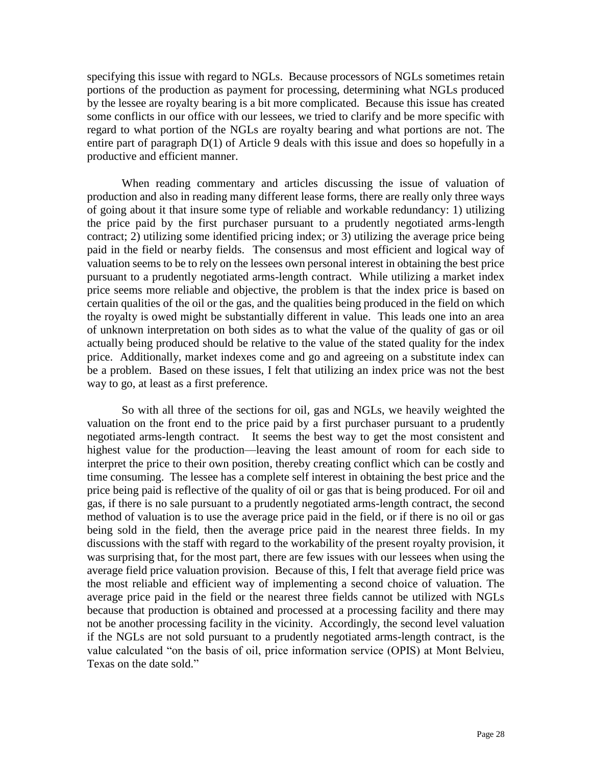specifying this issue with regard to NGLs. Because processors of NGLs sometimes retain portions of the production as payment for processing, determining what NGLs produced by the lessee are royalty bearing is a bit more complicated. Because this issue has created some conflicts in our office with our lessees, we tried to clarify and be more specific with regard to what portion of the NGLs are royalty bearing and what portions are not. The entire part of paragraph D(1) of Article 9 deals with this issue and does so hopefully in a productive and efficient manner.

When reading commentary and articles discussing the issue of valuation of production and also in reading many different lease forms, there are really only three ways of going about it that insure some type of reliable and workable redundancy: 1) utilizing the price paid by the first purchaser pursuant to a prudently negotiated arms-length contract; 2) utilizing some identified pricing index; or 3) utilizing the average price being paid in the field or nearby fields. The consensus and most efficient and logical way of valuation seems to be to rely on the lessees own personal interest in obtaining the best price pursuant to a prudently negotiated arms-length contract. While utilizing a market index price seems more reliable and objective, the problem is that the index price is based on certain qualities of the oil or the gas, and the qualities being produced in the field on which the royalty is owed might be substantially different in value. This leads one into an area of unknown interpretation on both sides as to what the value of the quality of gas or oil actually being produced should be relative to the value of the stated quality for the index price. Additionally, market indexes come and go and agreeing on a substitute index can be a problem. Based on these issues, I felt that utilizing an index price was not the best way to go, at least as a first preference.

So with all three of the sections for oil, gas and NGLs, we heavily weighted the valuation on the front end to the price paid by a first purchaser pursuant to a prudently negotiated arms-length contract. It seems the best way to get the most consistent and highest value for the production—leaving the least amount of room for each side to interpret the price to their own position, thereby creating conflict which can be costly and time consuming. The lessee has a complete self interest in obtaining the best price and the price being paid is reflective of the quality of oil or gas that is being produced. For oil and gas, if there is no sale pursuant to a prudently negotiated arms-length contract, the second method of valuation is to use the average price paid in the field, or if there is no oil or gas being sold in the field, then the average price paid in the nearest three fields. In my discussions with the staff with regard to the workability of the present royalty provision, it was surprising that, for the most part, there are few issues with our lessees when using the average field price valuation provision. Because of this, I felt that average field price was the most reliable and efficient way of implementing a second choice of valuation. The average price paid in the field or the nearest three fields cannot be utilized with NGLs because that production is obtained and processed at a processing facility and there may not be another processing facility in the vicinity. Accordingly, the second level valuation if the NGLs are not sold pursuant to a prudently negotiated arms-length contract, is the value calculated "on the basis of oil, price information service (OPIS) at Mont Belvieu, Texas on the date sold."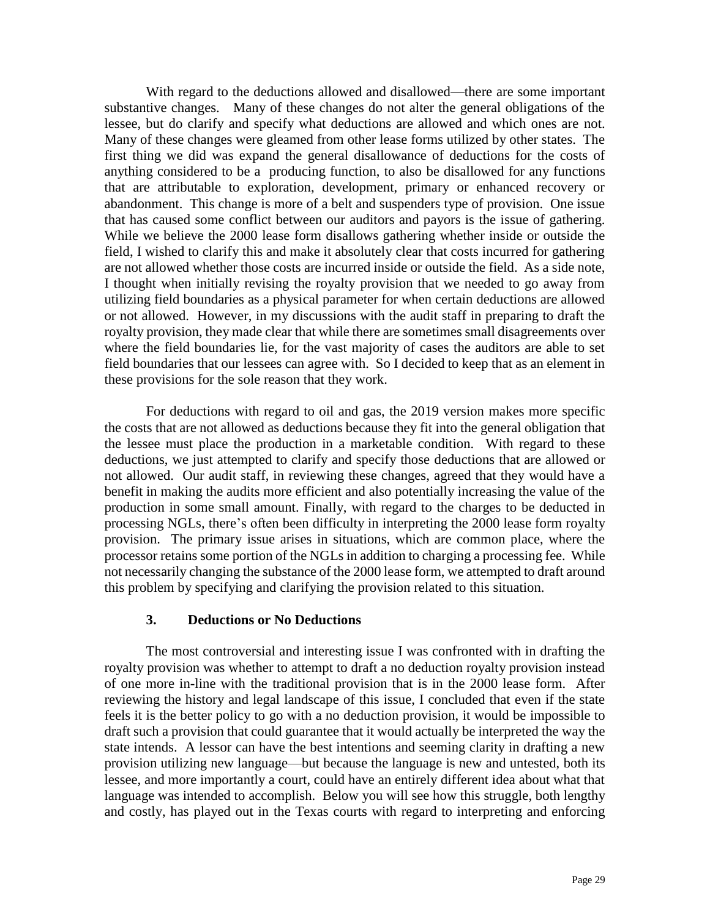With regard to the deductions allowed and disallowed—there are some important substantive changes. Many of these changes do not alter the general obligations of the lessee, but do clarify and specify what deductions are allowed and which ones are not. Many of these changes were gleamed from other lease forms utilized by other states. The first thing we did was expand the general disallowance of deductions for the costs of anything considered to be a producing function, to also be disallowed for any functions that are attributable to exploration, development, primary or enhanced recovery or abandonment. This change is more of a belt and suspenders type of provision. One issue that has caused some conflict between our auditors and payors is the issue of gathering. While we believe the 2000 lease form disallows gathering whether inside or outside the field, I wished to clarify this and make it absolutely clear that costs incurred for gathering are not allowed whether those costs are incurred inside or outside the field. As a side note, I thought when initially revising the royalty provision that we needed to go away from utilizing field boundaries as a physical parameter for when certain deductions are allowed or not allowed. However, in my discussions with the audit staff in preparing to draft the royalty provision, they made clear that while there are sometimes small disagreements over where the field boundaries lie, for the vast majority of cases the auditors are able to set field boundaries that our lessees can agree with. So I decided to keep that as an element in these provisions for the sole reason that they work.

For deductions with regard to oil and gas, the 2019 version makes more specific the costs that are not allowed as deductions because they fit into the general obligation that the lessee must place the production in a marketable condition. With regard to these deductions, we just attempted to clarify and specify those deductions that are allowed or not allowed. Our audit staff, in reviewing these changes, agreed that they would have a benefit in making the audits more efficient and also potentially increasing the value of the production in some small amount. Finally, with regard to the charges to be deducted in processing NGLs, there's often been difficulty in interpreting the 2000 lease form royalty provision. The primary issue arises in situations, which are common place, where the processor retains some portion of the NGLs in addition to charging a processing fee. While not necessarily changing the substance of the 2000 lease form, we attempted to draft around this problem by specifying and clarifying the provision related to this situation.

### 3. Deductions or No Deductions

The most controversial and interesting issue I was confronted with in drafting the royalty provision was whether to attempt to draft a no deduction royalty provision instead of one more in-line with the traditional provision that is in the 2000 lease form. After reviewing the history and legal landscape of this issue, I concluded that even if the state feels it is the better policy to go with a no deduction provision, it would be impossible to draft such a provision that could guarantee that it would actually be interpreted the way the state intends. A lessor can have the best intentions and seeming clarity in drafting a new provision utilizing new language—but because the language is new and untested, both its lessee, and more importantly a court, could have an entirely different idea about what that language was intended to accomplish. Below you will see how this struggle, both lengthy and costly, has played out in the Texas courts with regard to interpreting and enforcing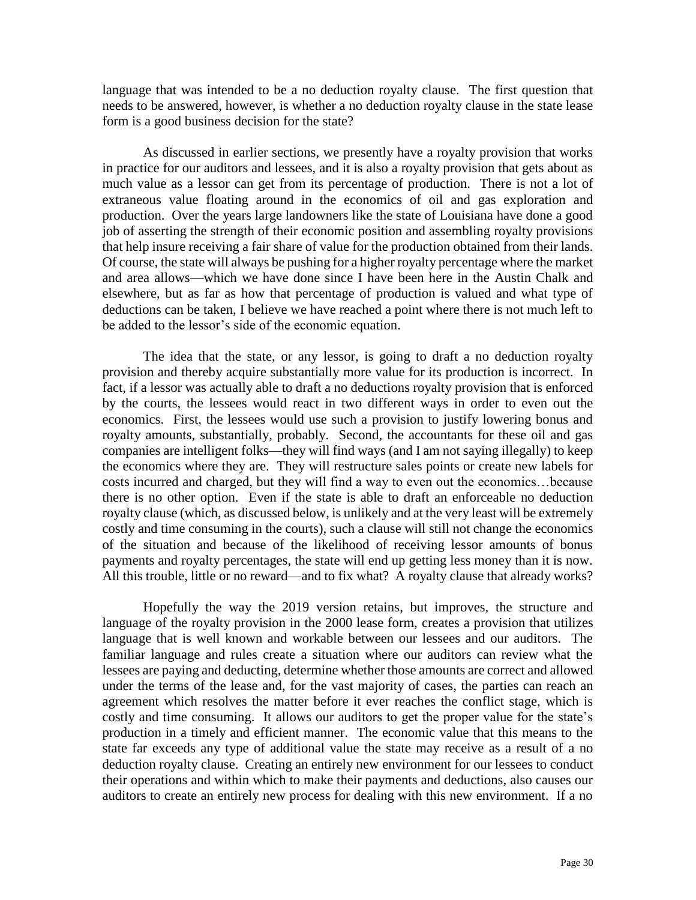language that was intended to be a no deduction royalty clause. The first question that needs to be answered, however, is whether a no deduction royalty clause in the state lease form is a good business decision for the state?

As discussed in earlier sections, we presently have a royalty provision that works in practice for our auditors and lessees, and it is also a royalty provision that gets about as much value as a lessor can get from its percentage of production. There is not a lot of extraneous value floating around in the economics of oil and gas exploration and production. Over the years large landowners like the state of Louisiana have done a good job of asserting the strength of their economic position and assembling royalty provisions that help insure receiving a fair share of value for the production obtained from their lands. Of course, the state will always be pushing for a higher royalty percentage where the market and area allows—which we have done since I have been here in the Austin Chalk and elsewhere, but as far as how that percentage of production is valued and what type of deductions can be taken, I believe we have reached a point where there is not much left to be added to the lessor's side of the economic equation.

The idea that the state, or any lessor, is going to draft a no deduction royalty provision and thereby acquire substantially more value for its production is incorrect. In fact, if a lessor was actually able to draft a no deductions royalty provision that is enforced by the courts, the lessees would react in two different ways in order to even out the economics. First, the lessees would use such a provision to justify lowering bonus and royalty amounts, substantially, probably. Second, the accountants for these oil and gas companies are intelligent folks—they will find ways (and I am not saying illegally) to keep the economics where they are. They will restructure sales points or create new labels for costs incurred and charged, but they will find a way to even out the economics…because there is no other option. Even if the state is able to draft an enforceable no deduction royalty clause (which, as discussed below, is unlikely and at the very least will be extremely costly and time consuming in the courts), such a clause will still not change the economics of the situation and because of the likelihood of receiving lessor amounts of bonus payments and royalty percentages, the state will end up getting less money than it is now. All this trouble, little or no reward—and to fix what? A royalty clause that already works?

Hopefully the way the 2019 version retains, but improves, the structure and language of the royalty provision in the 2000 lease form, creates a provision that utilizes language that is well known and workable between our lessees and our auditors. The familiar language and rules create a situation where our auditors can review what the lessees are paying and deducting, determine whether those amounts are correct and allowed under the terms of the lease and, for the vast majority of cases, the parties can reach an agreement which resolves the matter before it ever reaches the conflict stage, which is costly and time consuming. It allows our auditors to get the proper value for the state's production in a timely and efficient manner. The economic value that this means to the state far exceeds any type of additional value the state may receive as a result of a no deduction royalty clause. Creating an entirely new environment for our lessees to conduct their operations and within which to make their payments and deductions, also causes our auditors to create an entirely new process for dealing with this new environment. If a no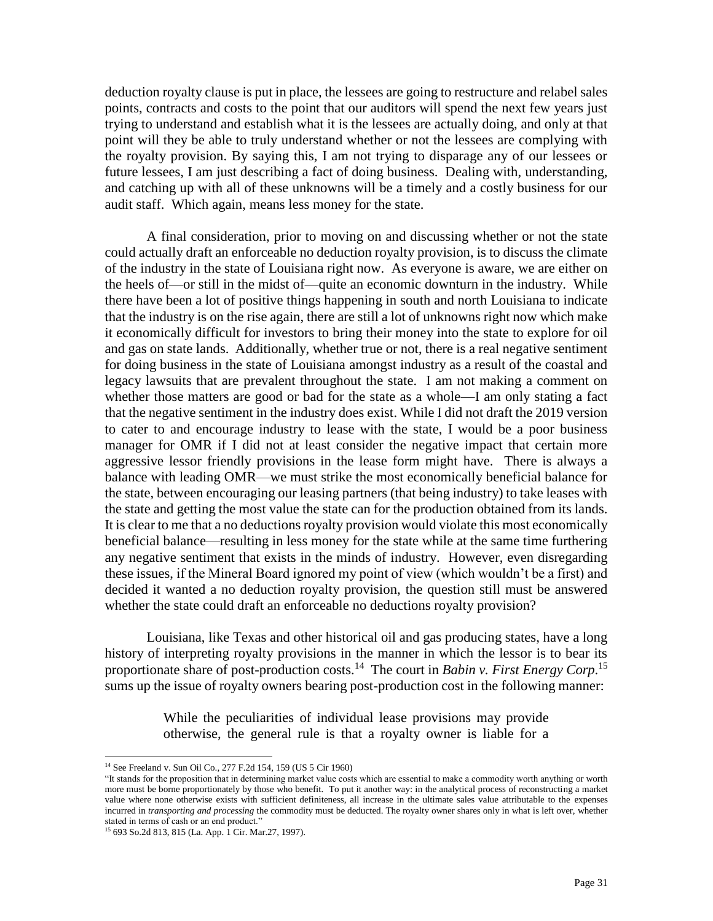deduction royalty clause is put in place, the lessees are going to restructure and relabel sales points, contracts and costs to the point that our auditors will spend the next few years just trying to understand and establish what it is the lessees are actually doing, and only at that point will they be able to truly understand whether or not the lessees are complying with the royalty provision. By saying this, I am not trying to disparage any of our lessees or future lessees, I am just describing a fact of doing business. Dealing with, understanding, and catching up with all of these unknowns will be a timely and a costly business for our audit staff. Which again, means less money for the state.

A final consideration, prior to moving on and discussing whether or not the state could actually draft an enforceable no deduction royalty provision, is to discuss the climate of the industry in the state of Louisiana right now. As everyone is aware, we are either on the heels of—or still in the midst of—quite an economic downturn in the industry. While there have been a lot of positive things happening in south and north Louisiana to indicate that the industry is on the rise again, there are still a lot of unknowns right now which make it economically difficult for investors to bring their money into the state to explore for oil and gas on state lands. Additionally, whether true or not, there is a real negative sentiment for doing business in the state of Louisiana amongst industry as a result of the coastal and legacy lawsuits that are prevalent throughout the state. I am not making a comment on whether those matters are good or bad for the state as a whole—I am only stating a fact that the negative sentiment in the industry does exist. While I did not draft the 2019 version to cater to and encourage industry to lease with the state, I would be a poor business manager for OMR if I did not at least consider the negative impact that certain more aggressive lessor friendly provisions in the lease form might have. There is always a balance with leading OMR—we must strike the most economically beneficial balance for the state, between encouraging our leasing partners (that being industry) to take leases with the state and getting the most value the state can for the production obtained from its lands. It is clear to me that a no deductions royalty provision would violate this most economically beneficial balance—resulting in less money for the state while at the same time furthering any negative sentiment that exists in the minds of industry. However, even disregarding these issues, if the Mineral Board ignored my point of view (which wouldn't be a first) and decided it wanted a no deduction royalty provision, the question still must be answered whether the state could draft an enforceable no deductions royalty provision?

Louisiana, like Texas and other historical oil and gas producing states, have a long history of interpreting royalty provisions in the manner in which the lessor is to bear its proportionate share of post-production costs.[14] The court in *Babin v. First Energy Corp.*[15] sums up the issue of royalty owners bearing post-production cost in the following manner:

> While the peculiarities of individual lease provisions may provide otherwise, the general rule is that a royalty owner is liable for a

---

[14] See Freeland v. Sun Oil Co., 277 F.2d 154, 159 (US 5 Cir 1960)

"It stands for the proposition that in determining market value costs which are essential to make a commodity worth anything or worth more must be borne proportionately by those who benefit. To put it another way: in the analytical process of reconstructing a market value where none otherwise exists with sufficient definiteness, all increase in the ultimate sales value attributable to the expenses incurred in *transporting and processing* the commodity must be deducted. The royalty owner shares only in what is left over, whether stated in terms of cash or an end product."

[15] 693 So.2d 813, 815 (La. App. 1 Cir. Mar.27, 1997).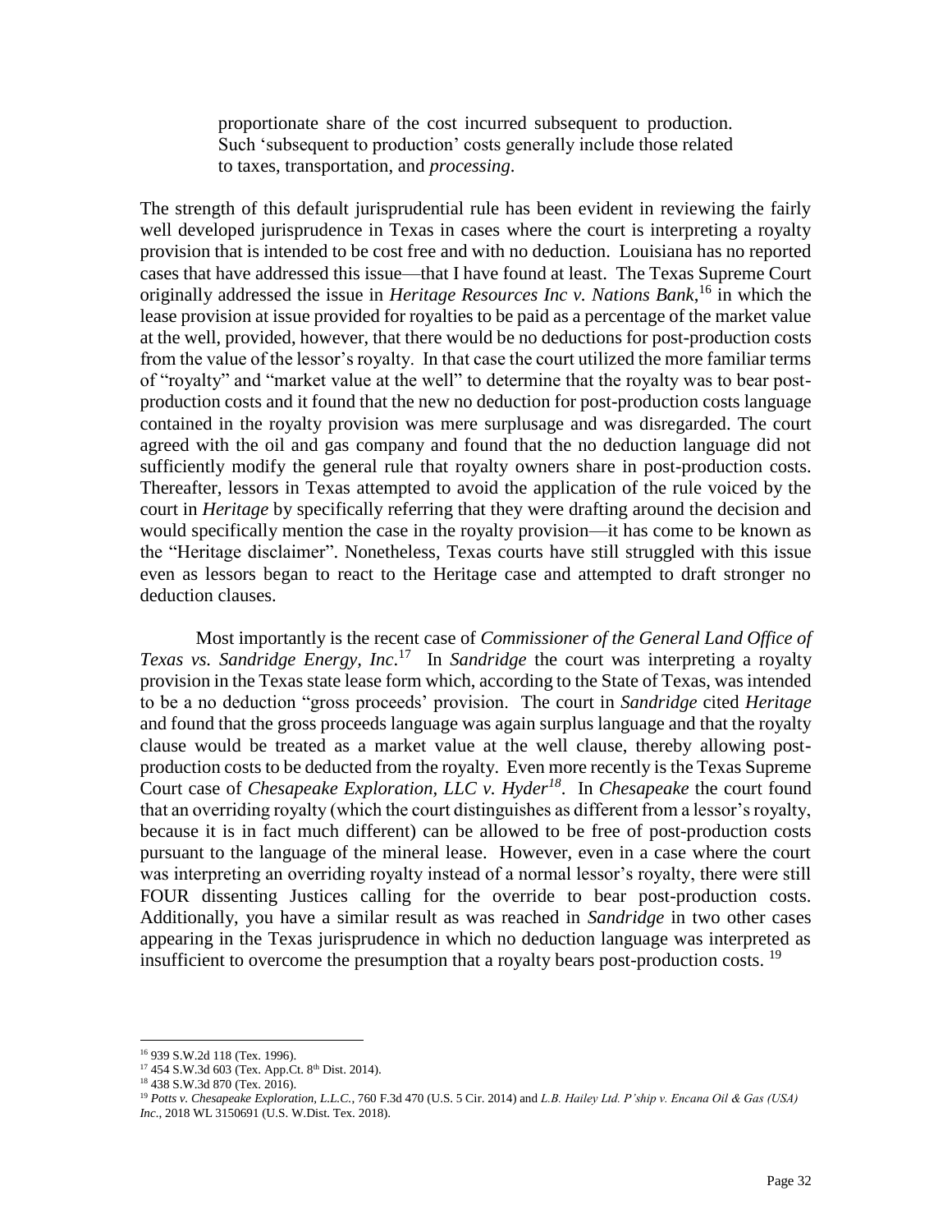> proportionate share of the cost incurred subsequent to production. Such 'subsequent to production' costs generally include those related to taxes, transportation, and *processing*.

The strength of this default jurisprudential rule has been evident in reviewing the fairly well developed jurisprudence in Texas in cases where the court is interpreting a royalty provision that is intended to be cost free and with no deduction. Louisiana has no reported cases that have addressed this issue—that I have found at least. The Texas Supreme Court originally addressed the issue in *Heritage Resources Inc v. Nations Bank*,[16] in which the lease provision at issue provided for royalties to be paid as a percentage of the market value at the well, provided, however, that there would be no deductions for post-production costs from the value of the lessor's royalty. In that case the court utilized the more familiar terms of "royalty" and "market value at the well" to determine that the royalty was to bear post-production costs and it found that the new no deduction for post-production costs language contained in the royalty provision was mere surplusage and was disregarded. The court agreed with the oil and gas company and found that the no deduction language did not sufficiently modify the general rule that royalty owners share in post-production costs. Thereafter, lessors in Texas attempted to avoid the application of the rule voiced by the court in *Heritage* by specifically referring that they were drafting around the decision and would specifically mention the case in the royalty provision—it has come to be known as the "Heritage disclaimer". Nonetheless, Texas courts have still struggled with this issue even as lessors began to react to the Heritage case and attempted to draft stronger no deduction clauses.

Most importantly is the recent case of *Commissioner of the General Land Office of Texas vs. Sandridge Energy, Inc*.[17] In *Sandridge* the court was interpreting a royalty provision in the Texas state lease form which, according to the State of Texas, was intended to be a no deduction "gross proceeds' provision. The court in *Sandridge* cited *Heritage* and found that the gross proceeds language was again surplus language and that the royalty clause would be treated as a market value at the well clause, thereby allowing post-production costs to be deducted from the royalty. Even more recently is the Texas Supreme Court case of *Chesapeake Exploration, LLC v. Hyder*[18]. In *Chesapeake* the court found that an overriding royalty (which the court distinguishes as different from a lessor's royalty, because it is in fact much different) can be allowed to be free of post-production costs pursuant to the language of the mineral lease. However, even in a case where the court was interpreting an overriding royalty instead of a normal lessor's royalty, there were still FOUR dissenting Justices calling for the override to bear post-production costs. Additionally, you have a similar result as was reached in *Sandridge* in two other cases appearing in the Texas jurisprudence in which no deduction language was interpreted as insufficient to overcome the presumption that a royalty bears post-production costs.[19]

---

[16] 939 S.W.2d 118 (Tex. 1996).

[17] 454 S.W.3d 603 (Tex. App.Ct. 8th Dist. 2014).

[18] 438 S.W.3d 870 (Tex. 2016).

[19] *Potts v. Chesapeake Exploration, L.L.C.*, 760 F.3d 470 (U.S. 5 Cir. 2014) and *L.B. Hailey Ltd. P'ship v. Encana Oil & Gas (USA) Inc.*, 2018 WL 3150691 (U.S. W.Dist. Tex. 2018).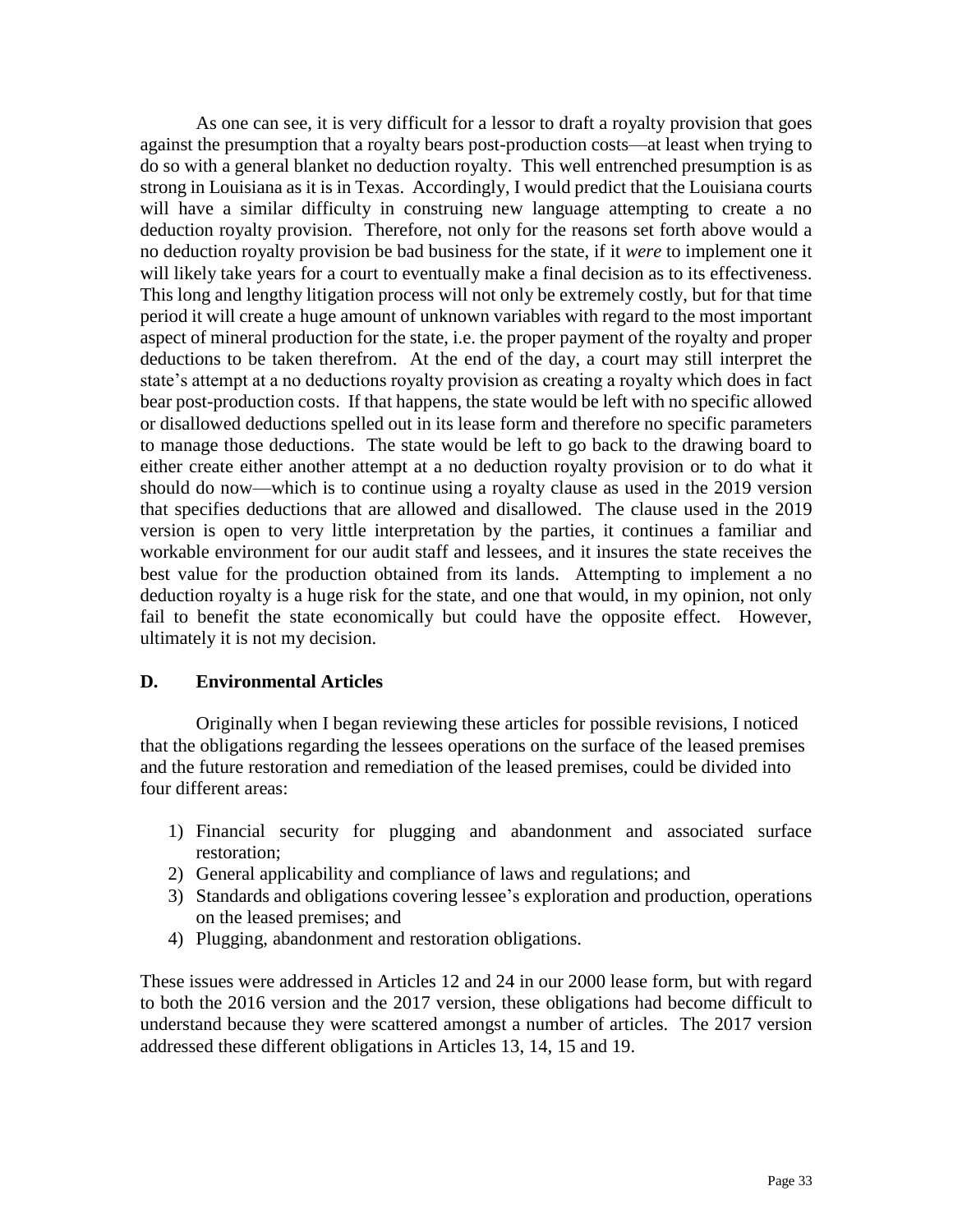As one can see, it is very difficult for a lessor to draft a royalty provision that goes against the presumption that a royalty bears post-production costs—at least when trying to do so with a general blanket no deduction royalty. This well entrenched presumption is as strong in Louisiana as it is in Texas. Accordingly, I would predict that the Louisiana courts will have a similar difficulty in construing new language attempting to create a no deduction royalty provision. Therefore, not only for the reasons set forth above would a no deduction royalty provision be bad business for the state, if it *were* to implement one it will likely take years for a court to eventually make a final decision as to its effectiveness. This long and lengthy litigation process will not only be extremely costly, but for that time period it will create a huge amount of unknown variables with regard to the most important aspect of mineral production for the state, i.e. the proper payment of the royalty and proper deductions to be taken therefrom. At the end of the day, a court may still interpret the state's attempt at a no deductions royalty provision as creating a royalty which does in fact bear post-production costs. If that happens, the state would be left with no specific allowed or disallowed deductions spelled out in its lease form and therefore no specific parameters to manage those deductions. The state would be left to go back to the drawing board to either create either another attempt at a no deduction royalty provision or to do what it should do now—which is to continue using a royalty clause as used in the 2019 version that specifies deductions that are allowed and disallowed. The clause used in the 2019 version is open to very little interpretation by the parties, it continues a familiar and workable environment for our audit staff and lessees, and it insures the state receives the best value for the production obtained from its lands. Attempting to implement a no deduction royalty is a huge risk for the state, and one that would, in my opinion, not only fail to benefit the state economically but could have the opposite effect. However, ultimately it is not my decision.

## D. Environmental Articles

Originally when I began reviewing these articles for possible revisions, I noticed that the obligations regarding the lessees operations on the surface of the leased premises and the future restoration and remediation of the leased premises, could be divided into four different areas:

1) Financial security for plugging and abandonment and associated surface restoration;
2) General applicability and compliance of laws and regulations; and
3) Standards and obligations covering lessee's exploration and production, operations on the leased premises; and
4) Plugging, abandonment and restoration obligations.

These issues were addressed in Articles 12 and 24 in our 2000 lease form, but with regard to both the 2016 version and the 2017 version, these obligations had become difficult to understand because they were scattered amongst a number of articles. The 2017 version addressed these different obligations in Articles 13, 14, 15 and 19.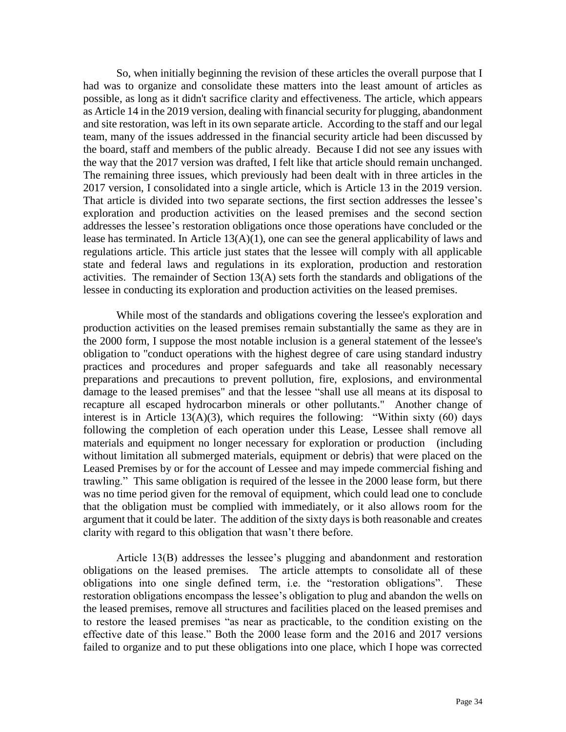So, when initially beginning the revision of these articles the overall purpose that I had was to organize and consolidate these matters into the least amount of articles as possible, as long as it didn't sacrifice clarity and effectiveness. The article, which appears as Article 14 in the 2019 version, dealing with financial security for plugging, abandonment and site restoration, was left in its own separate article. According to the staff and our legal team, many of the issues addressed in the financial security article had been discussed by the board, staff and members of the public already. Because I did not see any issues with the way that the 2017 version was drafted, I felt like that article should remain unchanged. The remaining three issues, which previously had been dealt with in three articles in the 2017 version, I consolidated into a single article, which is Article 13 in the 2019 version. That article is divided into two separate sections, the first section addresses the lessee's exploration and production activities on the leased premises and the second section addresses the lessee's restoration obligations once those operations have concluded or the lease has terminated. In Article 13(A)(1), one can see the general applicability of laws and regulations article. This article just states that the lessee will comply with all applicable state and federal laws and regulations in its exploration, production and restoration activities. The remainder of Section 13(A) sets forth the standards and obligations of the lessee in conducting its exploration and production activities on the leased premises.

While most of the standards and obligations covering the lessee's exploration and production activities on the leased premises remain substantially the same as they are in the 2000 form, I suppose the most notable inclusion is a general statement of the lessee's obligation to "conduct operations with the highest degree of care using standard industry practices and procedures and proper safeguards and take all reasonably necessary preparations and precautions to prevent pollution, fire, explosions, and environmental damage to the leased premises" and that the lessee "shall use all means at its disposal to recapture all escaped hydrocarbon minerals or other pollutants." Another change of interest is in Article 13(A)(3), which requires the following: "Within sixty (60) days following the completion of each operation under this Lease, Lessee shall remove all materials and equipment no longer necessary for exploration or production (including without limitation all submerged materials, equipment or debris) that were placed on the Leased Premises by or for the account of Lessee and may impede commercial fishing and trawling." This same obligation is required of the lessee in the 2000 lease form, but there was no time period given for the removal of equipment, which could lead one to conclude that the obligation must be complied with immediately, or it also allows room for the argument that it could be later. The addition of the sixty days is both reasonable and creates clarity with regard to this obligation that wasn't there before.

Article 13(B) addresses the lessee's plugging and abandonment and restoration obligations on the leased premises. The article attempts to consolidate all of these obligations into one single defined term, i.e. the "restoration obligations". These restoration obligations encompass the lessee's obligation to plug and abandon the wells on the leased premises, remove all structures and facilities placed on the leased premises and to restore the leased premises "as near as practicable, to the condition existing on the effective date of this lease." Both the 2000 lease form and the 2016 and 2017 versions failed to organize and to put these obligations into one place, which I hope was corrected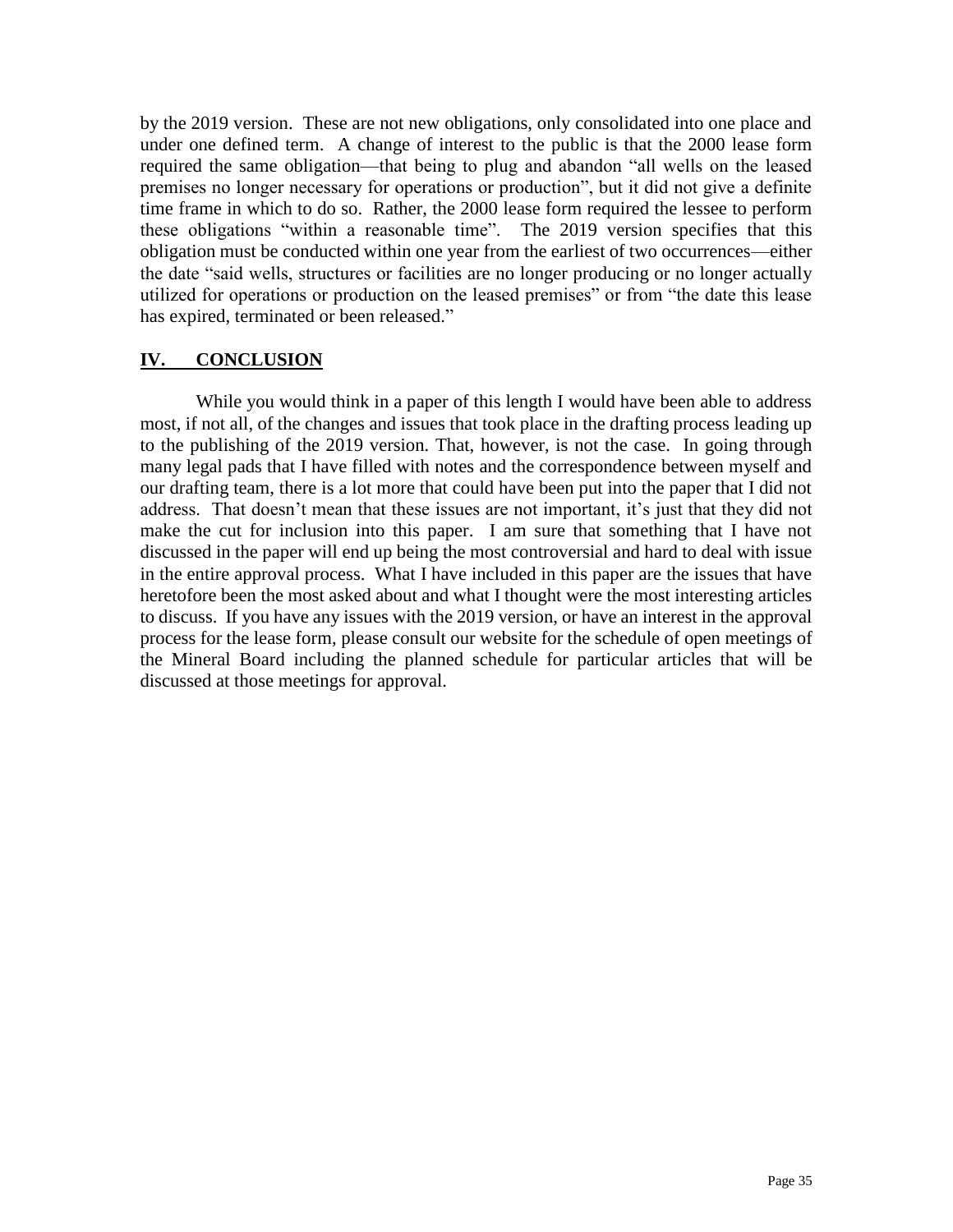by the 2019 version. These are not new obligations, only consolidated into one place and under one defined term. A change of interest to the public is that the 2000 lease form required the same obligation—that being to plug and abandon "all wells on the leased premises no longer necessary for operations or production", but it did not give a definite time frame in which to do so. Rather, the 2000 lease form required the lessee to perform these obligations "within a reasonable time". The 2019 version specifies that this obligation must be conducted within one year from the earliest of two occurrences—either the date "said wells, structures or facilities are no longer producing or no longer actually utilized for operations or production on the leased premises" or from "the date this lease has expired, terminated or been released."

## IV. CONCLUSION

While you would think in a paper of this length I would have been able to address most, if not all, of the changes and issues that took place in the drafting process leading up to the publishing of the 2019 version. That, however, is not the case. In going through many legal pads that I have filled with notes and the correspondence between myself and our drafting team, there is a lot more that could have been put into the paper that I did not address. That doesn't mean that these issues are not important, it's just that they did not make the cut for inclusion into this paper. I am sure that something that I have not discussed in the paper will end up being the most controversial and hard to deal with issue in the entire approval process. What I have included in this paper are the issues that have heretofore been the most asked about and what I thought were the most interesting articles to discuss. If you have any issues with the 2019 version, or have an interest in the approval process for the lease form, please consult our website for the schedule of open meetings of the Mineral Board including the planned schedule for particular articles that will be discussed at those meetings for approval.